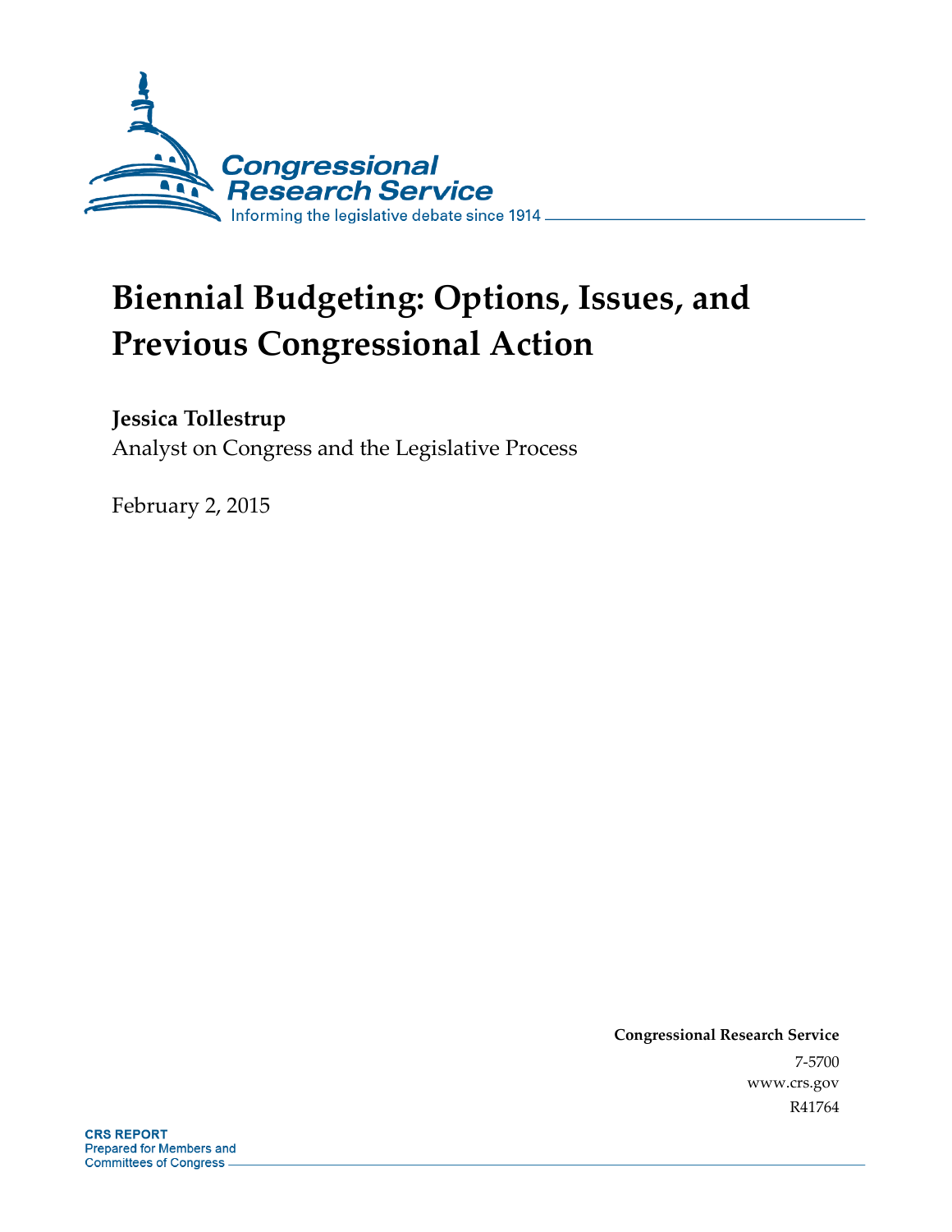Congressional Research Service

Informing the legislative debate since 1914

# Biennial Budgeting: Options, Issues, and Previous Congressional Action

**Jessica Tollestrup**

Analyst on Congress and the Legislative Process

February 2, 2015

**Congressional Research Service**

7-5700

www.crs.gov

R41764

**CRS REPORT**

Prepared for Members and Committees of Congress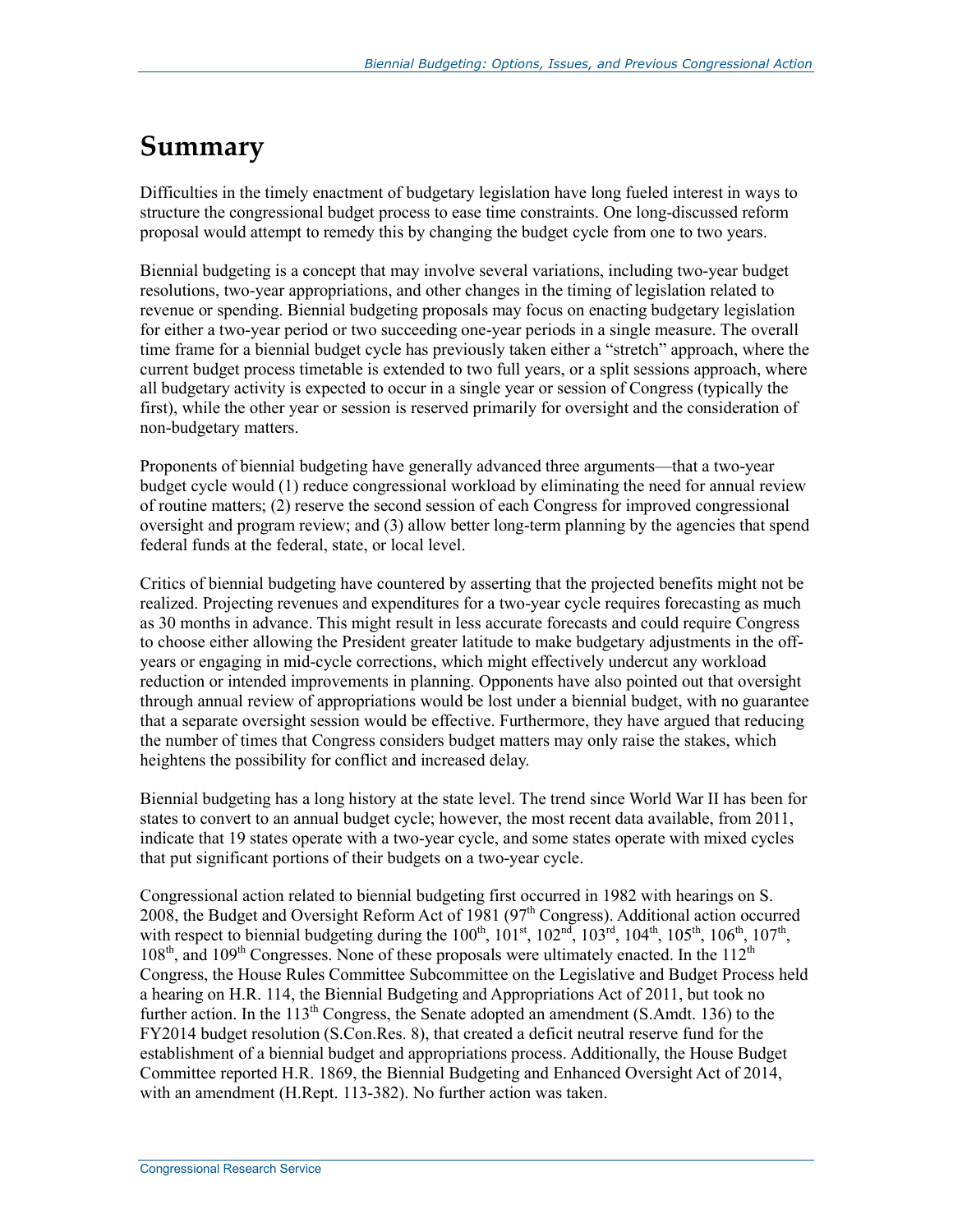# Summary

Difficulties in the timely enactment of budgetary legislation have long fueled interest in ways to structure the congressional budget process to ease time constraints. One long-discussed reform proposal would attempt to remedy this by changing the budget cycle from one to two years.

Biennial budgeting is a concept that may involve several variations, including two-year budget resolutions, two-year appropriations, and other changes in the timing of legislation related to revenue or spending. Biennial budgeting proposals may focus on enacting budgetary legislation for either a two-year period or two succeeding one-year periods in a single measure. The overall time frame for a biennial budget cycle has previously taken either a "stretch" approach, where the current budget process timetable is extended to two full years, or a split sessions approach, where all budgetary activity is expected to occur in a single year or session of Congress (typically the first), while the other year or session is reserved primarily for oversight and the consideration of non-budgetary matters.

Proponents of biennial budgeting have generally advanced three arguments—that a two-year budget cycle would (1) reduce congressional workload by eliminating the need for annual review of routine matters; (2) reserve the second session of each Congress for improved congressional oversight and program review; and (3) allow better long-term planning by the agencies that spend federal funds at the federal, state, or local level.

Critics of biennial budgeting have countered by asserting that the projected benefits might not be realized. Projecting revenues and expenditures for a two-year cycle requires forecasting as much as 30 months in advance. This might result in less accurate forecasts and could require Congress to choose either allowing the President greater latitude to make budgetary adjustments in the off-years or engaging in mid-cycle corrections, which might effectively undercut any workload reduction or intended improvements in planning. Opponents have also pointed out that oversight through annual review of appropriations would be lost under a biennial budget, with no guarantee that a separate oversight session would be effective. Furthermore, they have argued that reducing the number of times that Congress considers budget matters may only raise the stakes, which heightens the possibility for conflict and increased delay.

Biennial budgeting has a long history at the state level. The trend since World War II has been for states to convert to an annual budget cycle; however, the most recent data available, from 2011, indicate that 19 states operate with a two-year cycle, and some states operate with mixed cycles that put significant portions of their budgets on a two-year cycle.

Congressional action related to biennial budgeting first occurred in 1982 with hearings on S. 2008, the Budget and Oversight Reform Act of 1981 (97th Congress). Additional action occurred with respect to biennial budgeting during the 100th, 101st, 102nd, 103rd, 104th, 105th, 106th, 107th, 108th, and 109th Congresses. None of these proposals were ultimately enacted. In the 112th Congress, the House Rules Committee Subcommittee on the Legislative and Budget Process held a hearing on H.R. 114, the Biennial Budgeting and Appropriations Act of 2011, but took no further action. In the 113th Congress, the Senate adopted an amendment (S.Amdt. 136) to the FY2014 budget resolution (S.Con.Res. 8), that created a deficit neutral reserve fund for the establishment of a biennial budget and appropriations process. Additionally, the House Budget Committee reported H.R. 1869, the Biennial Budgeting and Enhanced Oversight Act of 2014, with an amendment (H.Rept. 113-382). No further action was taken.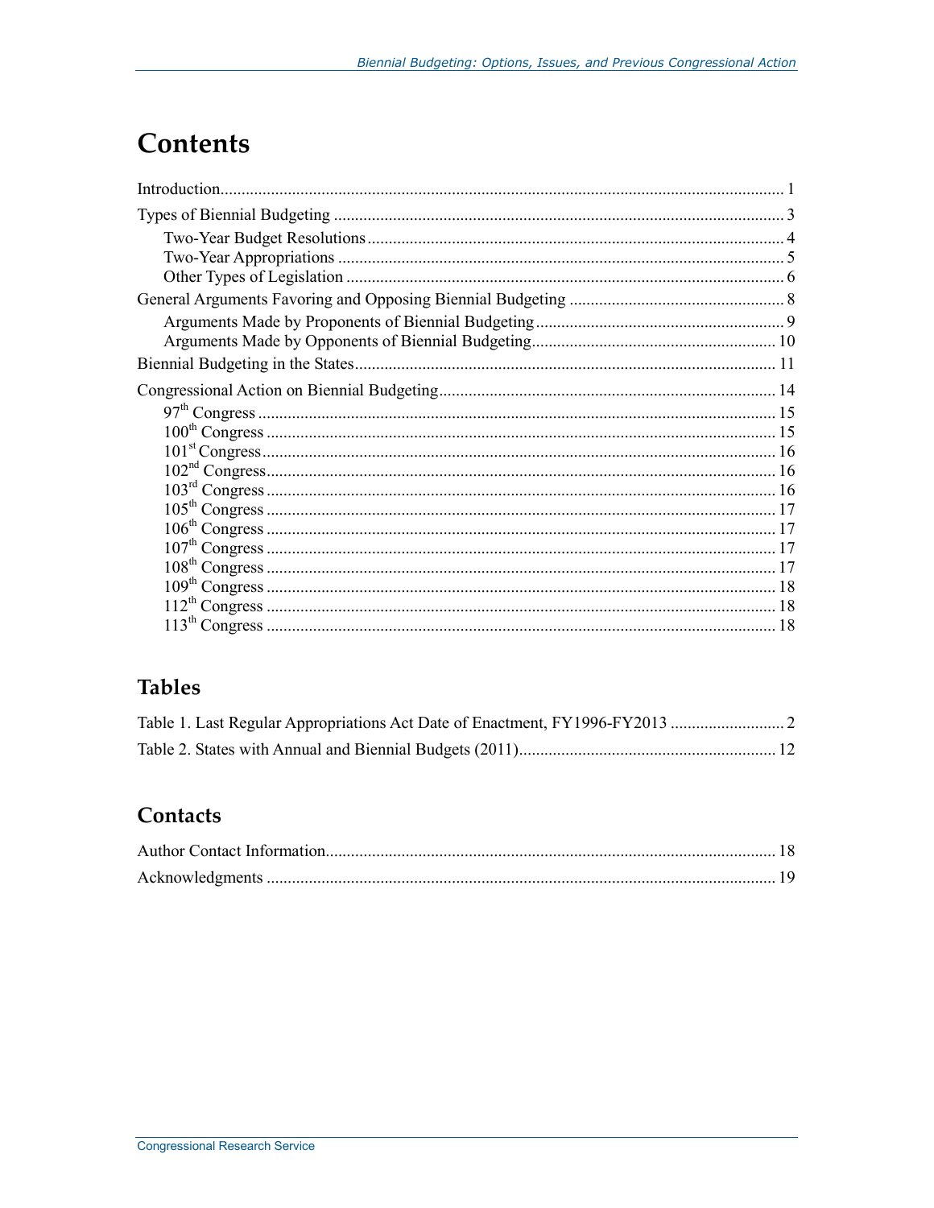# Contents

Introduction .... 1

Types of Biennial Budgeting .... 3

- Two-Year Budget Resolutions .... 4
- Two-Year Appropriations .... 5
- Other Types of Legislation .... 6

General Arguments Favoring and Opposing Biennial Budgeting .... 8

- Arguments Made by Proponents of Biennial Budgeting .... 9
- Arguments Made by Opponents of Biennial Budgeting .... 10

Biennial Budgeting in the States .... 11

Congressional Action on Biennial Budgeting .... 14

- 97th Congress .... 15
- 100th Congress .... 15
- 101st Congress .... 16
- 102nd Congress .... 16
- 103rd Congress .... 16
- 105th Congress .... 17
- 106th Congress .... 17
- 107th Congress .... 17
- 108th Congress .... 17
- 109th Congress .... 18
- 112th Congress .... 18
- 113th Congress .... 18

## Tables

Table 1. Last Regular Appropriations Act Date of Enactment, FY1996-FY2013 .... 2

Table 2. States with Annual and Biennial Budgets (2011) .... 12

## Contacts

Author Contact Information .... 18

Acknowledgments .... 19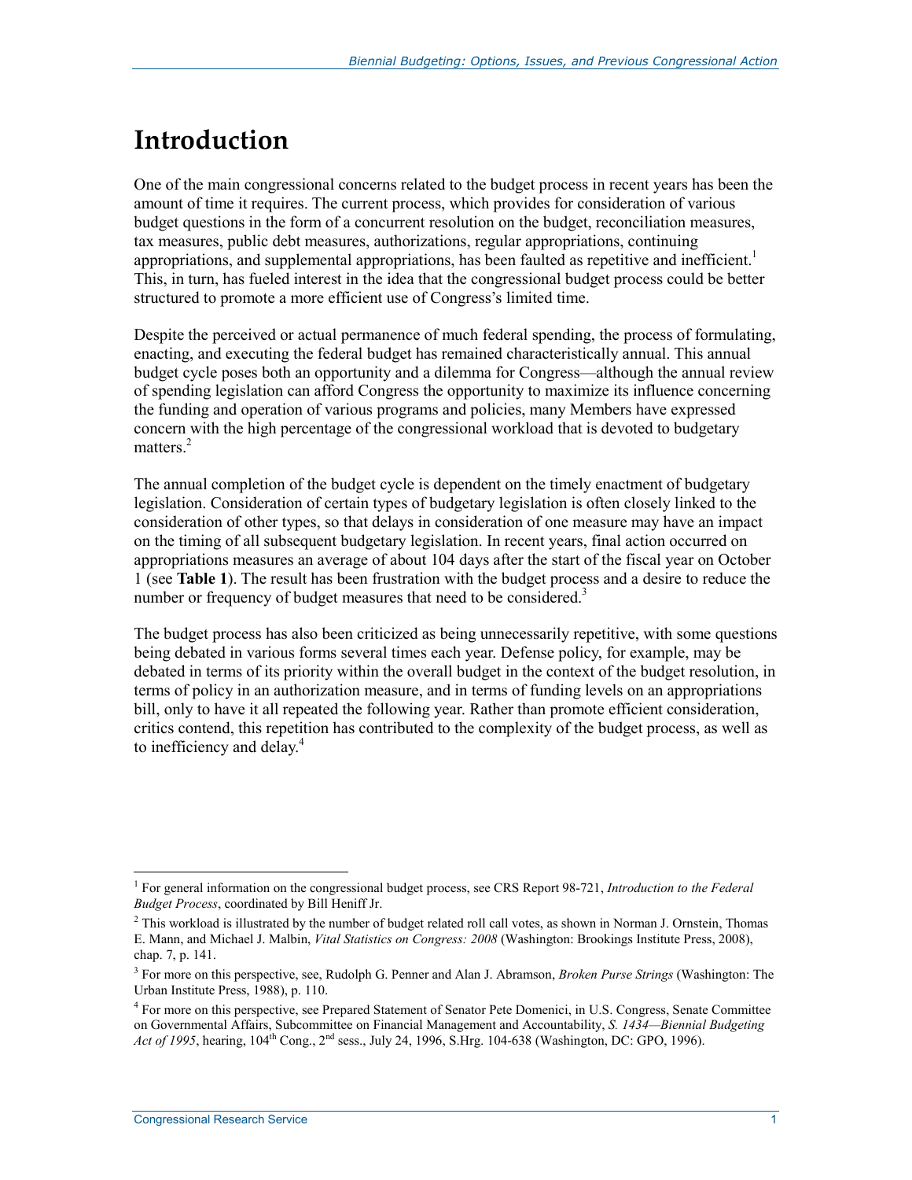# Introduction

One of the main congressional concerns related to the budget process in recent years has been the amount of time it requires. The current process, which provides for consideration of various budget questions in the form of a concurrent resolution on the budget, reconciliation measures, tax measures, public debt measures, authorizations, regular appropriations, continuing appropriations, and supplemental appropriations, has been faulted as repetitive and inefficient.[1] This, in turn, has fueled interest in the idea that the congressional budget process could be better structured to promote a more efficient use of Congress's limited time.

Despite the perceived or actual permanence of much federal spending, the process of formulating, enacting, and executing the federal budget has remained characteristically annual. This annual budget cycle poses both an opportunity and a dilemma for Congress—although the annual review of spending legislation can afford Congress the opportunity to maximize its influence concerning the funding and operation of various programs and policies, many Members have expressed concern with the high percentage of the congressional workload that is devoted to budgetary matters.[2]

The annual completion of the budget cycle is dependent on the timely enactment of budgetary legislation. Consideration of certain types of budgetary legislation is often closely linked to the consideration of other types, so that delays in consideration of one measure may have an impact on the timing of all subsequent budgetary legislation. In recent years, final action occurred on appropriations measures an average of about 104 days after the start of the fiscal year on October 1 (see **Table 1**). The result has been frustration with the budget process and a desire to reduce the number or frequency of budget measures that need to be considered.[3]

The budget process has also been criticized as being unnecessarily repetitive, with some questions being debated in various forms several times each year. Defense policy, for example, may be debated in terms of its priority within the overall budget in the context of the budget resolution, in terms of policy in an authorization measure, and in terms of funding levels on an appropriations bill, only to have it all repeated the following year. Rather than promote efficient consideration, critics contend, this repetition has contributed to the complexity of the budget process, as well as to inefficiency and delay.[4]

---

[1] For general information on the congressional budget process, see CRS Report 98-721, *Introduction to the Federal Budget Process*, coordinated by Bill Heniff Jr.

[2] This workload is illustrated by the number of budget related roll call votes, as shown in Norman J. Ornstein, Thomas E. Mann, and Michael J. Malbin, *Vital Statistics on Congress: 2008* (Washington: Brookings Institute Press, 2008), chap. 7, p. 141.

[3] For more on this perspective, see, Rudolph G. Penner and Alan J. Abramson, *Broken Purse Strings* (Washington: The Urban Institute Press, 1988), p. 110.

[4] For more on this perspective, see Prepared Statement of Senator Pete Domenici, in U.S. Congress, Senate Committee on Governmental Affairs, Subcommittee on Financial Management and Accountability, *S. 1434—Biennial Budgeting Act of 1995*, hearing, 104th Cong., 2nd sess., July 24, 1996, S.Hrg. 104-638 (Washington, DC: GPO, 1996).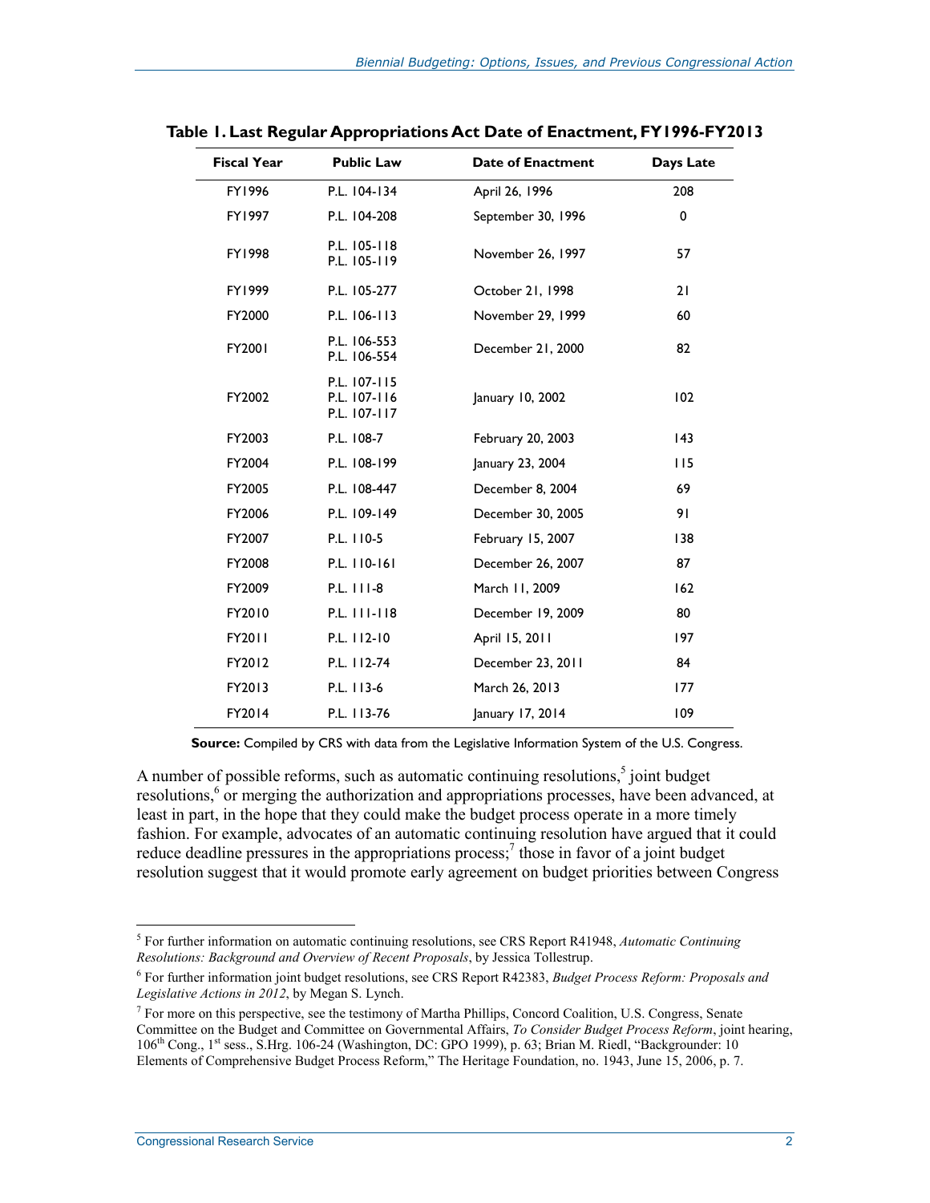**Table 1. Last Regular Appropriations Act Date of Enactment, FY1996-FY2013**

| Fiscal Year | Public Law | Date of Enactment | Days Late |
|---|---|---|---|
| FY1996 | P.L. 104-134 | April 26, 1996 | 208 |
| FY1997 | P.L. 104-208 | September 30, 1996 | 0 |
| FY1998 | P.L. 105-118<br>P.L. 105-119 | November 26, 1997 | 57 |
| FY1999 | P.L. 105-277 | October 21, 1998 | 21 |
| FY2000 | P.L. 106-113 | November 29, 1999 | 60 |
| FY2001 | P.L. 106-553<br>P.L. 106-554 | December 21, 2000 | 82 |
| FY2002 | P.L. 107-115<br>P.L. 107-116<br>P.L. 107-117 | January 10, 2002 | 102 |
| FY2003 | P.L. 108-7 | February 20, 2003 | 143 |
| FY2004 | P.L. 108-199 | January 23, 2004 | 115 |
| FY2005 | P.L. 108-447 | December 8, 2004 | 69 |
| FY2006 | P.L. 109-149 | December 30, 2005 | 91 |
| FY2007 | P.L. 110-5 | February 15, 2007 | 138 |
| FY2008 | P.L. 110-161 | December 26, 2007 | 87 |
| FY2009 | P.L. 111-8 | March 11, 2009 | 162 |
| FY2010 | P.L. 111-118 | December 19, 2009 | 80 |
| FY2011 | P.L. 112-10 | April 15, 2011 | 197 |
| FY2012 | P.L. 112-74 | December 23, 2011 | 84 |
| FY2013 | P.L. 113-6 | March 26, 2013 | 177 |
| FY2014 | P.L. 113-76 | January 17, 2014 | 109 |

**Source:** Compiled by CRS with data from the Legislative Information System of the U.S. Congress.

A number of possible reforms, such as automatic continuing resolutions,[5] joint budget resolutions,[6] or merging the authorization and appropriations processes, have been advanced, at least in part, in the hope that they could make the budget process operate in a more timely fashion. For example, advocates of an automatic continuing resolution have argued that it could reduce deadline pressures in the appropriations process;[7] those in favor of a joint budget resolution suggest that it would promote early agreement on budget priorities between Congress

[5] For further information on automatic continuing resolutions, see CRS Report R41948, *Automatic Continuing Resolutions: Background and Overview of Recent Proposals*, by Jessica Tollestrup.

[6] For further information joint budget resolutions, see CRS Report R42383, *Budget Process Reform: Proposals and Legislative Actions in 2012*, by Megan S. Lynch.

[7] For more on this perspective, see the testimony of Martha Phillips, Concord Coalition, U.S. Congress, Senate Committee on the Budget and Committee on Governmental Affairs, *To Consider Budget Process Reform*, joint hearing, 106th Cong., 1st sess., S.Hrg. 106-24 (Washington, DC: GPO 1999), p. 63; Brian M. Riedl, "Backgrounder: 10 Elements of Comprehensive Budget Process Reform," The Heritage Foundation, no. 1943, June 15, 2006, p. 7.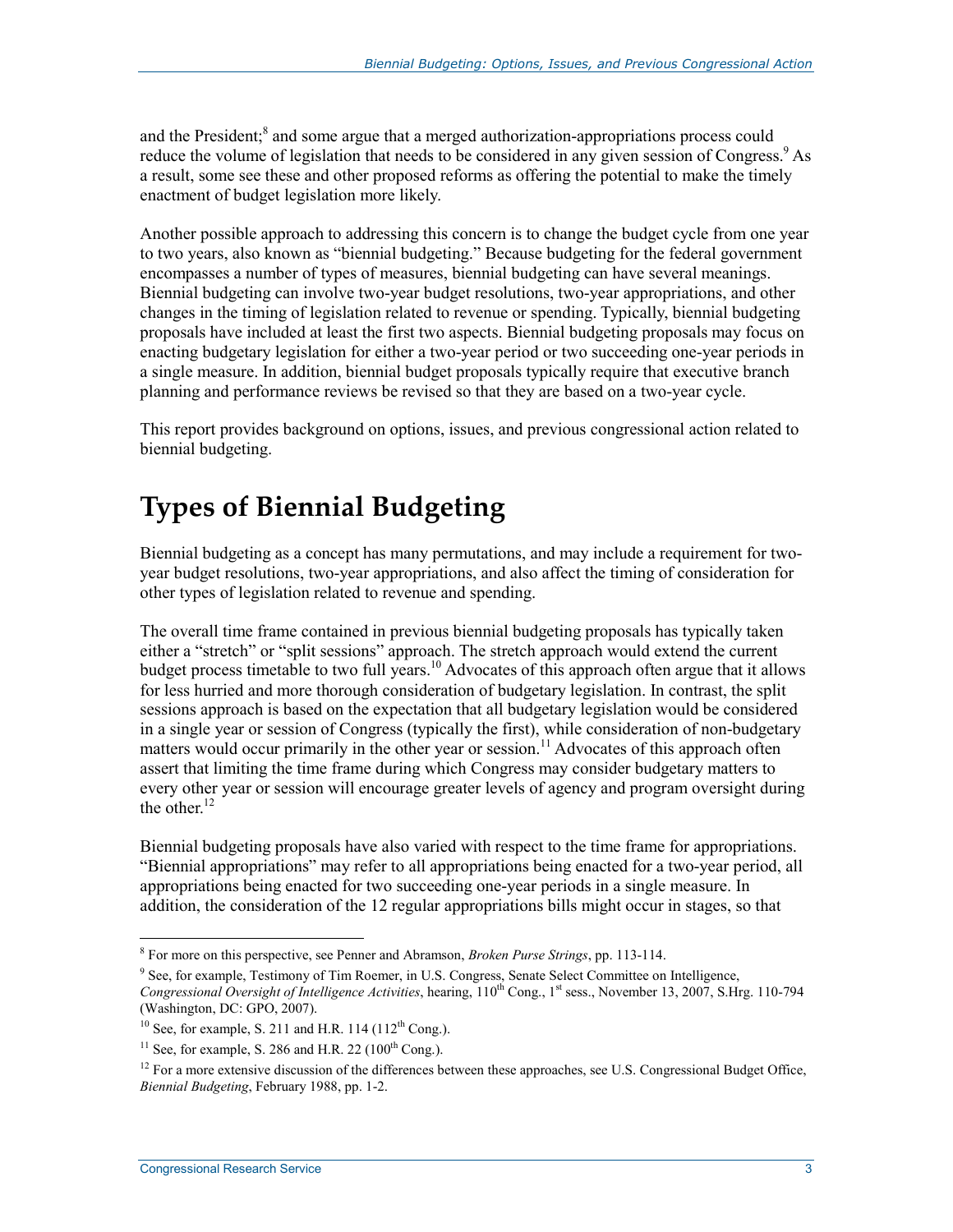and the President;[8] and some argue that a merged authorization-appropriations process could reduce the volume of legislation that needs to be considered in any given session of Congress.[9] As a result, some see these and other proposed reforms as offering the potential to make the timely enactment of budget legislation more likely.

Another possible approach to addressing this concern is to change the budget cycle from one year to two years, also known as "biennial budgeting." Because budgeting for the federal government encompasses a number of types of measures, biennial budgeting can have several meanings. Biennial budgeting can involve two-year budget resolutions, two-year appropriations, and other changes in the timing of legislation related to revenue or spending. Typically, biennial budgeting proposals have included at least the first two aspects. Biennial budgeting proposals may focus on enacting budgetary legislation for either a two-year period or two succeeding one-year periods in a single measure. In addition, biennial budget proposals typically require that executive branch planning and performance reviews be revised so that they are based on a two-year cycle.

This report provides background on options, issues, and previous congressional action related to biennial budgeting.

# Types of Biennial Budgeting

Biennial budgeting as a concept has many permutations, and may include a requirement for two-year budget resolutions, two-year appropriations, and also affect the timing of consideration for other types of legislation related to revenue and spending.

The overall time frame contained in previous biennial budgeting proposals has typically taken either a "stretch" or "split sessions" approach. The stretch approach would extend the current budget process timetable to two full years.[10] Advocates of this approach often argue that it allows for less hurried and more thorough consideration of budgetary legislation. In contrast, the split sessions approach is based on the expectation that all budgetary legislation would be considered in a single year or session of Congress (typically the first), while consideration of non-budgetary matters would occur primarily in the other year or session.[11] Advocates of this approach often assert that limiting the time frame during which Congress may consider budgetary matters to every other year or session will encourage greater levels of agency and program oversight during the other.[12]

Biennial budgeting proposals have also varied with respect to the time frame for appropriations. "Biennial appropriations" may refer to all appropriations being enacted for a two-year period, all appropriations being enacted for two succeeding one-year periods in a single measure. In addition, the consideration of the 12 regular appropriations bills might occur in stages, so that

---

[8] For more on this perspective, see Penner and Abramson, *Broken Purse Strings*, pp. 113-114.

[9] See, for example, Testimony of Tim Roemer, in U.S. Congress, Senate Select Committee on Intelligence, *Congressional Oversight of Intelligence Activities*, hearing, 110th Cong., 1st sess., November 13, 2007, S.Hrg. 110-794 (Washington, DC: GPO, 2007).

[10] See, for example, S. 211 and H.R. 114 (112th Cong.).

[11] See, for example, S. 286 and H.R. 22 (100th Cong.).

[12] For a more extensive discussion of the differences between these approaches, see U.S. Congressional Budget Office, *Biennial Budgeting*, February 1988, pp. 1-2.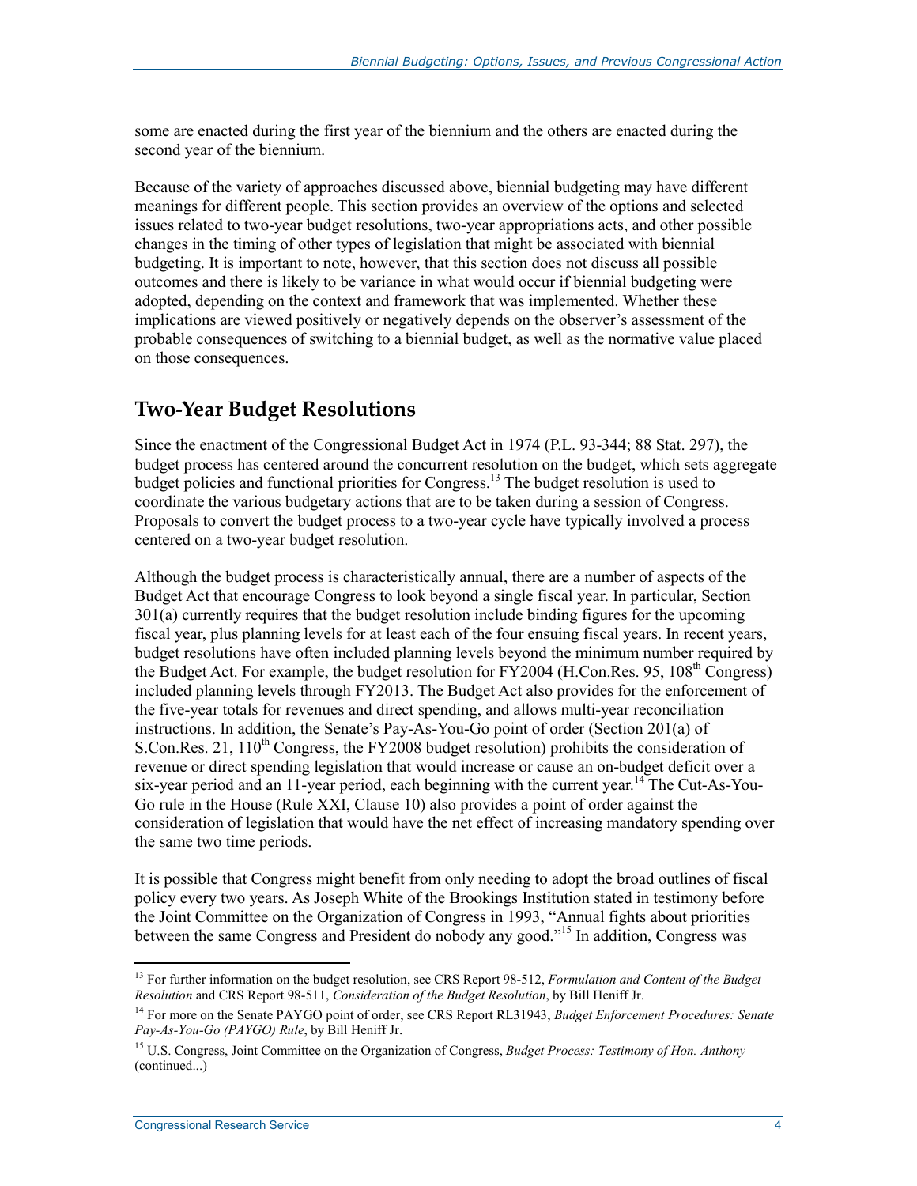some are enacted during the first year of the biennium and the others are enacted during the second year of the biennium.

Because of the variety of approaches discussed above, biennial budgeting may have different meanings for different people. This section provides an overview of the options and selected issues related to two-year budget resolutions, two-year appropriations acts, and other possible changes in the timing of other types of legislation that might be associated with biennial budgeting. It is important to note, however, that this section does not discuss all possible outcomes and there is likely to be variance in what would occur if biennial budgeting were adopted, depending on the context and framework that was implemented. Whether these implications are viewed positively or negatively depends on the observer's assessment of the probable consequences of switching to a biennial budget, as well as the normative value placed on those consequences.

## Two-Year Budget Resolutions

Since the enactment of the Congressional Budget Act in 1974 (P.L. 93-344; 88 Stat. 297), the budget process has centered around the concurrent resolution on the budget, which sets aggregate budget policies and functional priorities for Congress.[13] The budget resolution is used to coordinate the various budgetary actions that are to be taken during a session of Congress. Proposals to convert the budget process to a two-year cycle have typically involved a process centered on a two-year budget resolution.

Although the budget process is characteristically annual, there are a number of aspects of the Budget Act that encourage Congress to look beyond a single fiscal year. In particular, Section 301(a) currently requires that the budget resolution include binding figures for the upcoming fiscal year, plus planning levels for at least each of the four ensuing fiscal years. In recent years, budget resolutions have often included planning levels beyond the minimum number required by the Budget Act. For example, the budget resolution for FY2004 (H.Con.Res. 95, 108th Congress) included planning levels through FY2013. The Budget Act also provides for the enforcement of the five-year totals for revenues and direct spending, and allows multi-year reconciliation instructions. In addition, the Senate's Pay-As-You-Go point of order (Section 201(a) of S.Con.Res. 21, 110th Congress, the FY2008 budget resolution) prohibits the consideration of revenue or direct spending legislation that would increase or cause an on-budget deficit over a six-year period and an 11-year period, each beginning with the current year.[14] The Cut-As-You-Go rule in the House (Rule XXI, Clause 10) also provides a point of order against the consideration of legislation that would have the net effect of increasing mandatory spending over the same two time periods.

It is possible that Congress might benefit from only needing to adopt the broad outlines of fiscal policy every two years. As Joseph White of the Brookings Institution stated in testimony before the Joint Committee on the Organization of Congress in 1993, "Annual fights about priorities between the same Congress and President do nobody any good."[15] In addition, Congress was

---

[13] For further information on the budget resolution, see CRS Report 98-512, *Formulation and Content of the Budget Resolution* and CRS Report 98-511, *Consideration of the Budget Resolution*, by Bill Heniff Jr.

[14] For more on the Senate PAYGO point of order, see CRS Report RL31943, *Budget Enforcement Procedures: Senate Pay-As-You-Go (PAYGO) Rule*, by Bill Heniff Jr.

[15] U.S. Congress, Joint Committee on the Organization of Congress, *Budget Process: Testimony of Hon. Anthony* (continued...)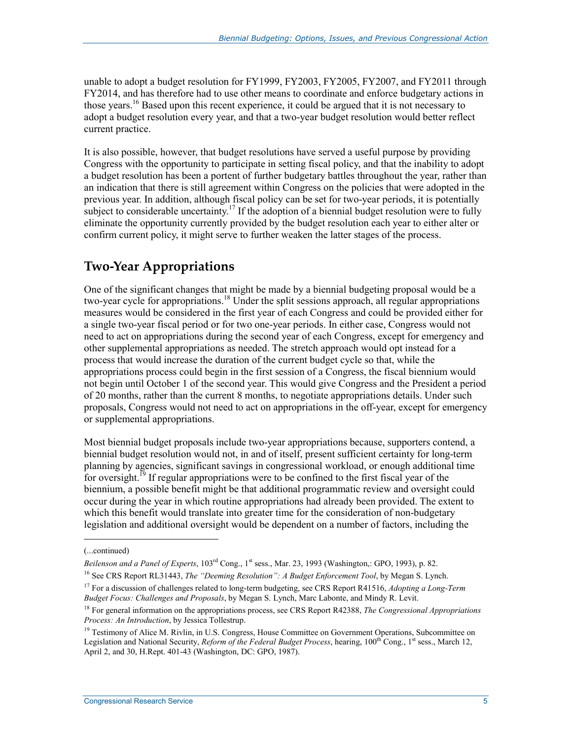unable to adopt a budget resolution for FY1999, FY2003, FY2005, FY2007, and FY2011 through FY2014, and has therefore had to use other means to coordinate and enforce budgetary actions in those years.[16] Based upon this recent experience, it could be argued that it is not necessary to adopt a budget resolution every year, and that a two-year budget resolution would better reflect current practice.

It is also possible, however, that budget resolutions have served a useful purpose by providing Congress with the opportunity to participate in setting fiscal policy, and that the inability to adopt a budget resolution has been a portent of further budgetary battles throughout the year, rather than an indication that there is still agreement within Congress on the policies that were adopted in the previous year. In addition, although fiscal policy can be set for two-year periods, it is potentially subject to considerable uncertainty.[17] If the adoption of a biennial budget resolution were to fully eliminate the opportunity currently provided by the budget resolution each year to either alter or confirm current policy, it might serve to further weaken the latter stages of the process.

## Two-Year Appropriations

One of the significant changes that might be made by a biennial budgeting proposal would be a two-year cycle for appropriations.[18] Under the split sessions approach, all regular appropriations measures would be considered in the first year of each Congress and could be provided either for a single two-year fiscal period or for two one-year periods. In either case, Congress would not need to act on appropriations during the second year of each Congress, except for emergency and other supplemental appropriations as needed. The stretch approach would opt instead for a process that would increase the duration of the current budget cycle so that, while the appropriations process could begin in the first session of a Congress, the fiscal biennium would not begin until October 1 of the second year. This would give Congress and the President a period of 20 months, rather than the current 8 months, to negotiate appropriations details. Under such proposals, Congress would not need to act on appropriations in the off-year, except for emergency or supplemental appropriations.

Most biennial budget proposals include two-year appropriations because, supporters contend, a biennial budget resolution would not, in and of itself, present sufficient certainty for long-term planning by agencies, significant savings in congressional workload, or enough additional time for oversight.[19] If regular appropriations were to be confined to the first fiscal year of the biennium, a possible benefit might be that additional programmatic review and oversight could occur during the year in which routine appropriations had already been provided. The extent to which this benefit would translate into greater time for the consideration of non-budgetary legislation and additional oversight would be dependent on a number of factors, including the

---

(...continued)

*Beilenson and a Panel of Experts*, 103rd Cong., 1st sess., Mar. 23, 1993 (Washington,: GPO, 1993), p. 82.

[16] See CRS Report RL31443, *The "Deeming Resolution": A Budget Enforcement Tool*, by Megan S. Lynch.

[17] For a discussion of challenges related to long-term budgeting, see CRS Report R41516, *Adopting a Long-Term Budget Focus: Challenges and Proposals*, by Megan S. Lynch, Marc Labonte, and Mindy R. Levit.

[18] For general information on the appropriations process, see CRS Report R42388, *The Congressional Appropriations Process: An Introduction*, by Jessica Tollestrup.

[19] Testimony of Alice M. Rivlin, in U.S. Congress, House Committee on Government Operations, Subcommittee on Legislation and National Security, *Reform of the Federal Budget Process*, hearing, 100th Cong., 1st sess., March 12, April 2, and 30, H.Rept. 401-43 (Washington, DC: GPO, 1987).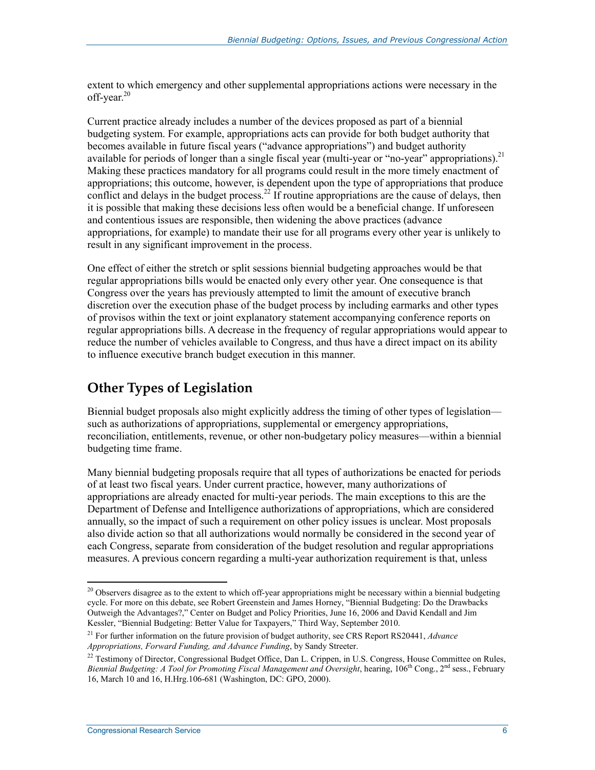extent to which emergency and other supplemental appropriations actions were necessary in the off-year.[20]

Current practice already includes a number of the devices proposed as part of a biennial budgeting system. For example, appropriations acts can provide for both budget authority that becomes available in future fiscal years ("advance appropriations") and budget authority available for periods of longer than a single fiscal year (multi-year or "no-year" appropriations).[21] Making these practices mandatory for all programs could result in the more timely enactment of appropriations; this outcome, however, is dependent upon the type of appropriations that produce conflict and delays in the budget process.[22] If routine appropriations are the cause of delays, then it is possible that making these decisions less often would be a beneficial change. If unforeseen and contentious issues are responsible, then widening the above practices (advance appropriations, for example) to mandate their use for all programs every other year is unlikely to result in any significant improvement in the process.

One effect of either the stretch or split sessions biennial budgeting approaches would be that regular appropriations bills would be enacted only every other year. One consequence is that Congress over the years has previously attempted to limit the amount of executive branch discretion over the execution phase of the budget process by including earmarks and other types of provisos within the text or joint explanatory statement accompanying conference reports on regular appropriations bills. A decrease in the frequency of regular appropriations would appear to reduce the number of vehicles available to Congress, and thus have a direct impact on its ability to influence executive branch budget execution in this manner.

## Other Types of Legislation

Biennial budget proposals also might explicitly address the timing of other types of legislation—such as authorizations of appropriations, supplemental or emergency appropriations, reconciliation, entitlements, revenue, or other non-budgetary policy measures—within a biennial budgeting time frame.

Many biennial budgeting proposals require that all types of authorizations be enacted for periods of at least two fiscal years. Under current practice, however, many authorizations of appropriations are already enacted for multi-year periods. The main exceptions to this are the Department of Defense and Intelligence authorizations of appropriations, which are considered annually, so the impact of such a requirement on other policy issues is unclear. Most proposals also divide action so that all authorizations would normally be considered in the second year of each Congress, separate from consideration of the budget resolution and regular appropriations measures. A previous concern regarding a multi-year authorization requirement is that, unless

---

[20] Observers disagree as to the extent to which off-year appropriations might be necessary within a biennial budgeting cycle. For more on this debate, see Robert Greenstein and James Horney, "Biennial Budgeting: Do the Drawbacks Outweigh the Advantages?," Center on Budget and Policy Priorities, June 16, 2006 and David Kendall and Jim Kessler, "Biennial Budgeting: Better Value for Taxpayers," Third Way, September 2010.

[21] For further information on the future provision of budget authority, see CRS Report RS20441, *Advance Appropriations, Forward Funding, and Advance Funding*, by Sandy Streeter.

[22] Testimony of Director, Congressional Budget Office, Dan L. Crippen, in U.S. Congress, House Committee on Rules, *Biennial Budgeting: A Tool for Promoting Fiscal Management and Oversight*, hearing, 106th Cong., 2nd sess., February 16, March 10 and 16, H.Hrg.106-681 (Washington, DC: GPO, 2000).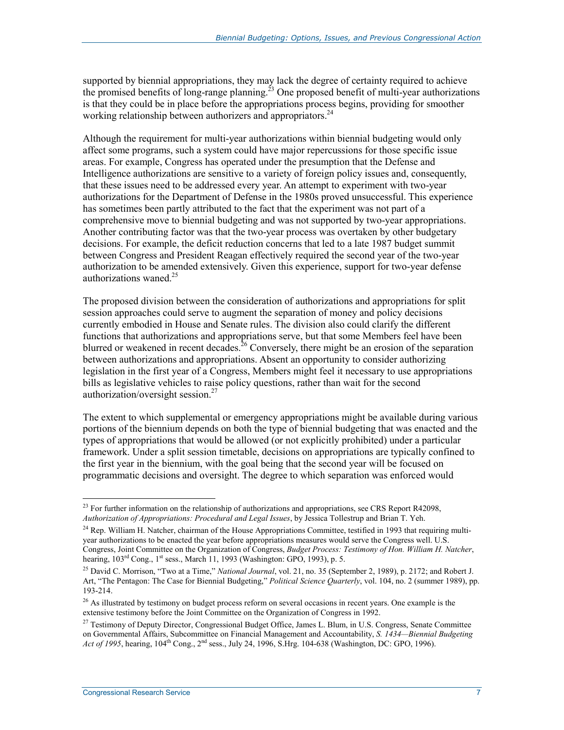supported by biennial appropriations, they may lack the degree of certainty required to achieve the promised benefits of long-range planning.[23] One proposed benefit of multi-year authorizations is that they could be in place before the appropriations process begins, providing for smoother working relationship between authorizers and appropriators.[24]

Although the requirement for multi-year authorizations within biennial budgeting would only affect some programs, such a system could have major repercussions for those specific issue areas. For example, Congress has operated under the presumption that the Defense and Intelligence authorizations are sensitive to a variety of foreign policy issues and, consequently, that these issues need to be addressed every year. An attempt to experiment with two-year authorizations for the Department of Defense in the 1980s proved unsuccessful. This experience has sometimes been partly attributed to the fact that the experiment was not part of a comprehensive move to biennial budgeting and was not supported by two-year appropriations. Another contributing factor was that the two-year process was overtaken by other budgetary decisions. For example, the deficit reduction concerns that led to a late 1987 budget summit between Congress and President Reagan effectively required the second year of the two-year authorization to be amended extensively. Given this experience, support for two-year defense authorizations waned.[25]

The proposed division between the consideration of authorizations and appropriations for split session approaches could serve to augment the separation of money and policy decisions currently embodied in House and Senate rules. The division also could clarify the different functions that authorizations and appropriations serve, but that some Members feel have been blurred or weakened in recent decades.[26] Conversely, there might be an erosion of the separation between authorizations and appropriations. Absent an opportunity to consider authorizing legislation in the first year of a Congress, Members might feel it necessary to use appropriations bills as legislative vehicles to raise policy questions, rather than wait for the second authorization/oversight session.[27]

The extent to which supplemental or emergency appropriations might be available during various portions of the biennium depends on both the type of biennial budgeting that was enacted and the types of appropriations that would be allowed (or not explicitly prohibited) under a particular framework. Under a split session timetable, decisions on appropriations are typically confined to the first year in the biennium, with the goal being that the second year will be focused on programmatic decisions and oversight. The degree to which separation was enforced would

---

[23] For further information on the relationship of authorizations and appropriations, see CRS Report R42098, *Authorization of Appropriations: Procedural and Legal Issues*, by Jessica Tollestrup and Brian T. Yeh.

[24] Rep. William H. Natcher, chairman of the House Appropriations Committee, testified in 1993 that requiring multi-year authorizations to be enacted the year before appropriations measures would serve the Congress well. U.S. Congress, Joint Committee on the Organization of Congress, *Budget Process: Testimony of Hon. William H. Natcher*, hearing, 103rd Cong., 1st sess., March 11, 1993 (Washington: GPO, 1993), p. 5.

[25] David C. Morrison, "Two at a Time," *National Journal*, vol. 21, no. 35 (September 2, 1989), p. 2172; and Robert J. Art, "The Pentagon: The Case for Biennial Budgeting," *Political Science Quarterly*, vol. 104, no. 2 (summer 1989), pp. 193-214.

[26] As illustrated by testimony on budget process reform on several occasions in recent years. One example is the extensive testimony before the Joint Committee on the Organization of Congress in 1992.

[27] Testimony of Deputy Director, Congressional Budget Office, James L. Blum, in U.S. Congress, Senate Committee on Governmental Affairs, Subcommittee on Financial Management and Accountability, *S. 1434—Biennial Budgeting Act of 1995*, hearing, 104th Cong., 2nd sess., July 24, 1996, S.Hrg. 104-638 (Washington, DC: GPO, 1996).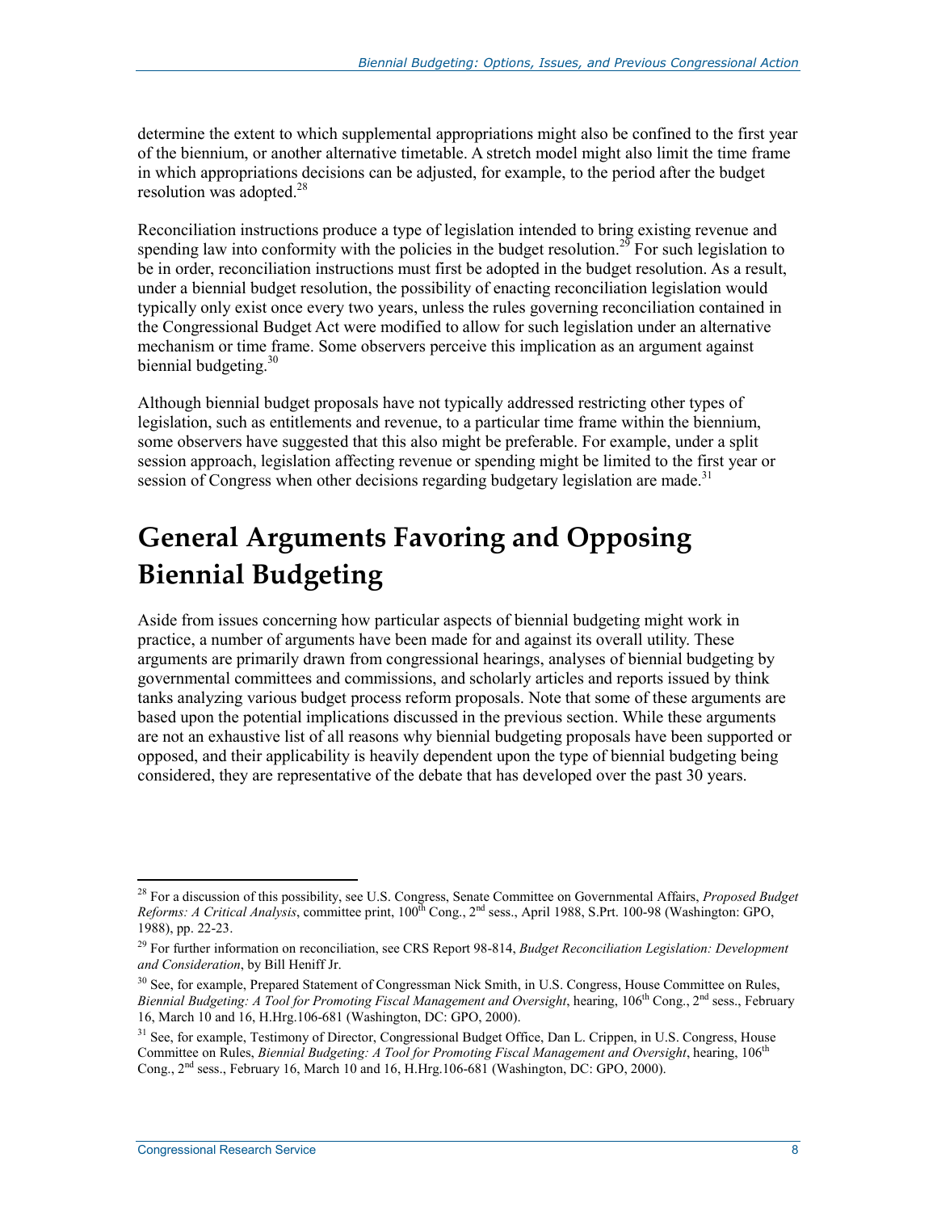determine the extent to which supplemental appropriations might also be confined to the first year of the biennium, or another alternative timetable. A stretch model might also limit the time frame in which appropriations decisions can be adjusted, for example, to the period after the budget resolution was adopted.[28]

Reconciliation instructions produce a type of legislation intended to bring existing revenue and spending law into conformity with the policies in the budget resolution.[29] For such legislation to be in order, reconciliation instructions must first be adopted in the budget resolution. As a result, under a biennial budget resolution, the possibility of enacting reconciliation legislation would typically only exist once every two years, unless the rules governing reconciliation contained in the Congressional Budget Act were modified to allow for such legislation under an alternative mechanism or time frame. Some observers perceive this implication as an argument against biennial budgeting.[30]

Although biennial budget proposals have not typically addressed restricting other types of legislation, such as entitlements and revenue, to a particular time frame within the biennium, some observers have suggested that this also might be preferable. For example, under a split session approach, legislation affecting revenue or spending might be limited to the first year or session of Congress when other decisions regarding budgetary legislation are made.[31]

# General Arguments Favoring and Opposing Biennial Budgeting

Aside from issues concerning how particular aspects of biennial budgeting might work in practice, a number of arguments have been made for and against its overall utility. These arguments are primarily drawn from congressional hearings, analyses of biennial budgeting by governmental committees and commissions, and scholarly articles and reports issued by think tanks analyzing various budget process reform proposals. Note that some of these arguments are based upon the potential implications discussed in the previous section. While these arguments are not an exhaustive list of all reasons why biennial budgeting proposals have been supported or opposed, and their applicability is heavily dependent upon the type of biennial budgeting being considered, they are representative of the debate that has developed over the past 30 years.

---

[28] For a discussion of this possibility, see U.S. Congress, Senate Committee on Governmental Affairs, *Proposed Budget Reforms: A Critical Analysis*, committee print, 100th Cong., 2nd sess., April 1988, S.Prt. 100-98 (Washington: GPO, 1988), pp. 22-23.

[29] For further information on reconciliation, see CRS Report 98-814, *Budget Reconciliation Legislation: Development and Consideration*, by Bill Heniff Jr.

[30] See, for example, Prepared Statement of Congressman Nick Smith, in U.S. Congress, House Committee on Rules, *Biennial Budgeting: A Tool for Promoting Fiscal Management and Oversight*, hearing, 106th Cong., 2nd sess., February 16, March 10 and 16, H.Hrg.106-681 (Washington, DC: GPO, 2000).

[31] See, for example, Testimony of Director, Congressional Budget Office, Dan L. Crippen, in U.S. Congress, House Committee on Rules, *Biennial Budgeting: A Tool for Promoting Fiscal Management and Oversight*, hearing, 106th Cong., 2nd sess., February 16, March 10 and 16, H.Hrg.106-681 (Washington, DC: GPO, 2000).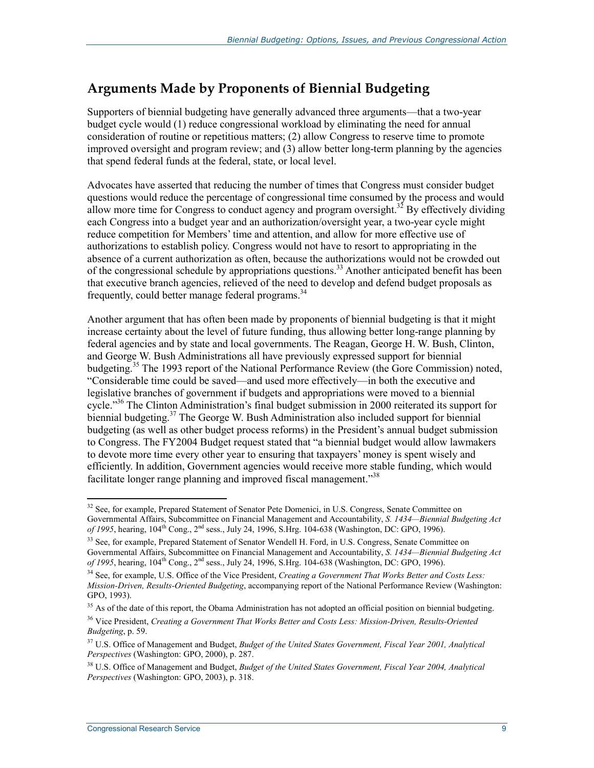## Arguments Made by Proponents of Biennial Budgeting

Supporters of biennial budgeting have generally advanced three arguments—that a two-year budget cycle would (1) reduce congressional workload by eliminating the need for annual consideration of routine or repetitious matters; (2) allow Congress to reserve time to promote improved oversight and program review; and (3) allow better long-term planning by the agencies that spend federal funds at the federal, state, or local level.

Advocates have asserted that reducing the number of times that Congress must consider budget questions would reduce the percentage of congressional time consumed by the process and would allow more time for Congress to conduct agency and program oversight.[32] By effectively dividing each Congress into a budget year and an authorization/oversight year, a two-year cycle might reduce competition for Members' time and attention, and allow for more effective use of authorizations to establish policy. Congress would not have to resort to appropriating in the absence of a current authorization as often, because the authorizations would not be crowded out of the congressional schedule by appropriations questions.[33] Another anticipated benefit has been that executive branch agencies, relieved of the need to develop and defend budget proposals as frequently, could better manage federal programs.[34]

Another argument that has often been made by proponents of biennial budgeting is that it might increase certainty about the level of future funding, thus allowing better long-range planning by federal agencies and by state and local governments. The Reagan, George H. W. Bush, Clinton, and George W. Bush Administrations all have previously expressed support for biennial budgeting.[35] The 1993 report of the National Performance Review (the Gore Commission) noted, "Considerable time could be saved—and used more effectively—in both the executive and legislative branches of government if budgets and appropriations were moved to a biennial cycle."[36] The Clinton Administration's final budget submission in 2000 reiterated its support for biennial budgeting.[37] The George W. Bush Administration also included support for biennial budgeting (as well as other budget process reforms) in the President's annual budget submission to Congress. The FY2004 Budget request stated that "a biennial budget would allow lawmakers to devote more time every other year to ensuring that taxpayers' money is spent wisely and efficiently. In addition, Government agencies would receive more stable funding, which would facilitate longer range planning and improved fiscal management."[38]

---

[32] See, for example, Prepared Statement of Senator Pete Domenici, in U.S. Congress, Senate Committee on Governmental Affairs, Subcommittee on Financial Management and Accountability, *S. 1434—Biennial Budgeting Act of 1995*, hearing, 104th Cong., 2nd sess., July 24, 1996, S.Hrg. 104-638 (Washington, DC: GPO, 1996).

[33] See, for example, Prepared Statement of Senator Wendell H. Ford, in U.S. Congress, Senate Committee on Governmental Affairs, Subcommittee on Financial Management and Accountability, *S. 1434—Biennial Budgeting Act of 1995*, hearing, 104th Cong., 2nd sess., July 24, 1996, S.Hrg. 104-638 (Washington, DC: GPO, 1996).

[34] See, for example, U.S. Office of the Vice President, *Creating a Government That Works Better and Costs Less: Mission-Driven, Results-Oriented Budgeting*, accompanying report of the National Performance Review (Washington: GPO, 1993).

[35] As of the date of this report, the Obama Administration has not adopted an official position on biennial budgeting.

[36] Vice President, *Creating a Government That Works Better and Costs Less: Mission-Driven, Results-Oriented Budgeting*, p. 59.

[37] U.S. Office of Management and Budget, *Budget of the United States Government, Fiscal Year 2001, Analytical Perspectives* (Washington: GPO, 2000), p. 287.

[38] U.S. Office of Management and Budget, *Budget of the United States Government, Fiscal Year 2004, Analytical Perspectives* (Washington: GPO, 2003), p. 318.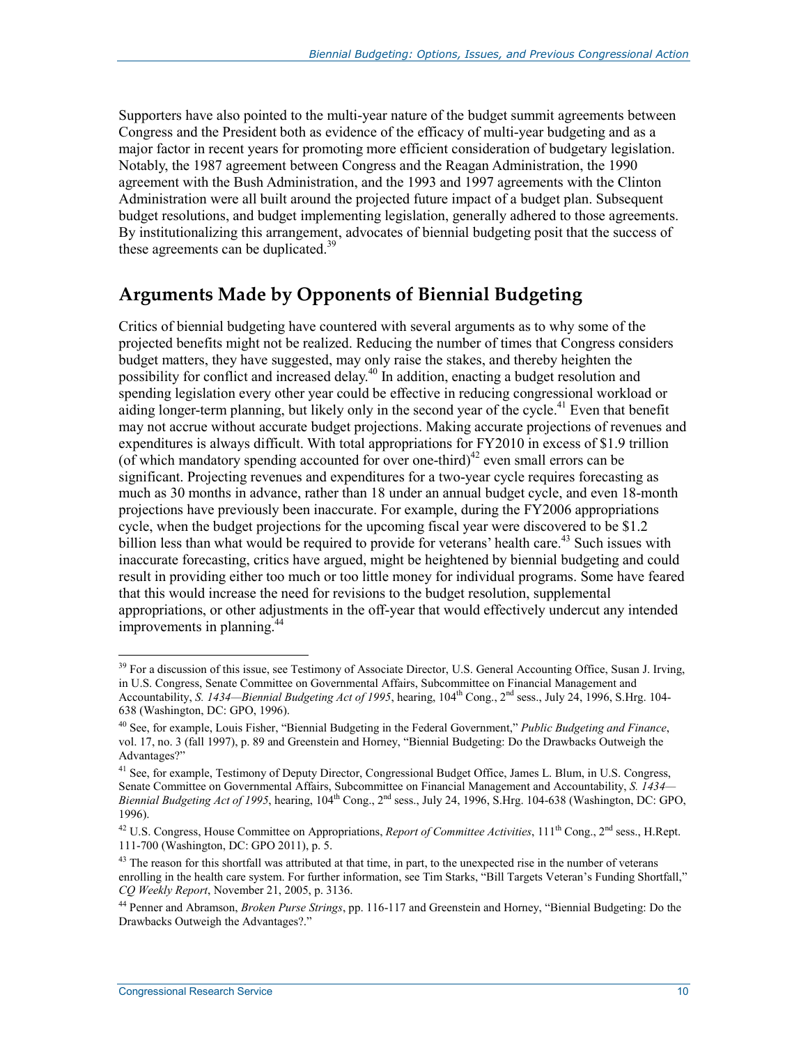Supporters have also pointed to the multi-year nature of the budget summit agreements between Congress and the President both as evidence of the efficacy of multi-year budgeting and as a major factor in recent years for promoting more efficient consideration of budgetary legislation. Notably, the 1987 agreement between Congress and the Reagan Administration, the 1990 agreement with the Bush Administration, and the 1993 and 1997 agreements with the Clinton Administration were all built around the projected future impact of a budget plan. Subsequent budget resolutions, and budget implementing legislation, generally adhered to those agreements. By institutionalizing this arrangement, advocates of biennial budgeting posit that the success of these agreements can be duplicated.[39]

## Arguments Made by Opponents of Biennial Budgeting

Critics of biennial budgeting have countered with several arguments as to why some of the projected benefits might not be realized. Reducing the number of times that Congress considers budget matters, they have suggested, may only raise the stakes, and thereby heighten the possibility for conflict and increased delay.[40] In addition, enacting a budget resolution and spending legislation every other year could be effective in reducing congressional workload or aiding longer-term planning, but likely only in the second year of the cycle.[41] Even that benefit may not accrue without accurate budget projections. Making accurate projections of revenues and expenditures is always difficult. With total appropriations for FY2010 in excess of $1.9 trillion (of which mandatory spending accounted for over one-third)[42] even small errors can be significant. Projecting revenues and expenditures for a two-year cycle requires forecasting as much as 30 months in advance, rather than 18 under an annual budget cycle, and even 18-month projections have previously been inaccurate. For example, during the FY2006 appropriations cycle, when the budget projections for the upcoming fiscal year were discovered to be $1.2 billion less than what would be required to provide for veterans' health care.[43] Such issues with inaccurate forecasting, critics have argued, might be heightened by biennial budgeting and could result in providing either too much or too little money for individual programs. Some have feared that this would increase the need for revisions to the budget resolution, supplemental appropriations, or other adjustments in the off-year that would effectively undercut any intended improvements in planning.[44]

---

[39] For a discussion of this issue, see Testimony of Associate Director, U.S. General Accounting Office, Susan J. Irving, in U.S. Congress, Senate Committee on Governmental Affairs, Subcommittee on Financial Management and Accountability, *S. 1434—Biennial Budgeting Act of 1995*, hearing, 104th Cong., 2nd sess., July 24, 1996, S.Hrg. 104-638 (Washington, DC: GPO, 1996).

[40] See, for example, Louis Fisher, "Biennial Budgeting in the Federal Government," *Public Budgeting and Finance*, vol. 17, no. 3 (fall 1997), p. 89 and Greenstein and Horney, "Biennial Budgeting: Do the Drawbacks Outweigh the Advantages?"

[41] See, for example, Testimony of Deputy Director, Congressional Budget Office, James L. Blum, in U.S. Congress, Senate Committee on Governmental Affairs, Subcommittee on Financial Management and Accountability, *S. 1434—Biennial Budgeting Act of 1995*, hearing, 104th Cong., 2nd sess., July 24, 1996, S.Hrg. 104-638 (Washington, DC: GPO, 1996).

[42] U.S. Congress, House Committee on Appropriations, *Report of Committee Activities*, 111th Cong., 2nd sess., H.Rept. 111-700 (Washington, DC: GPO 2011), p. 5.

[43] The reason for this shortfall was attributed at that time, in part, to the unexpected rise in the number of veterans enrolling in the health care system. For further information, see Tim Starks, "Bill Targets Veteran's Funding Shortfall," *CQ Weekly Report*, November 21, 2005, p. 3136.

[44] Penner and Abramson, *Broken Purse Strings*, pp. 116-117 and Greenstein and Horney, "Biennial Budgeting: Do the Drawbacks Outweigh the Advantages?."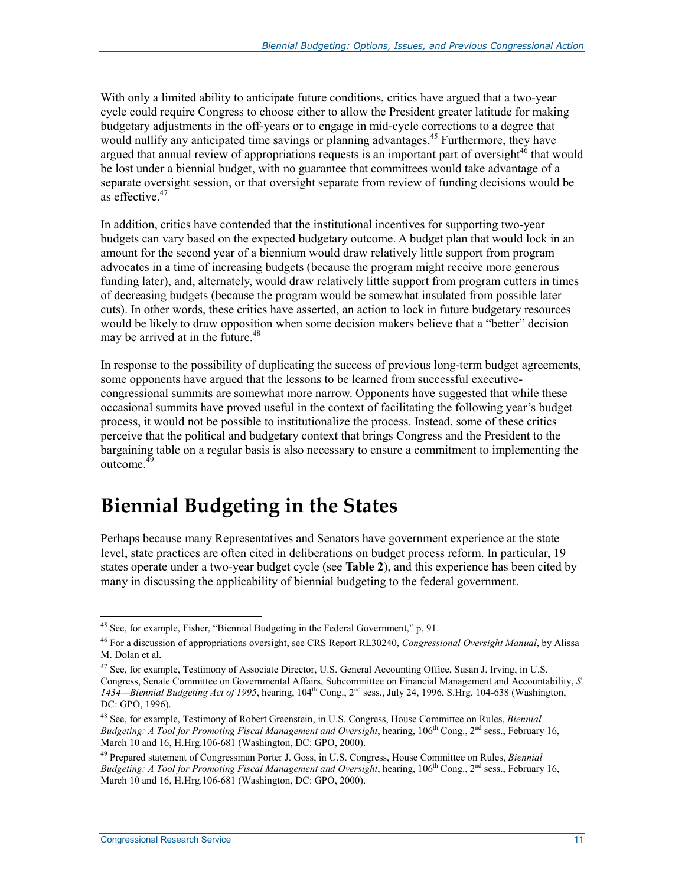With only a limited ability to anticipate future conditions, critics have argued that a two-year cycle could require Congress to choose either to allow the President greater latitude for making budgetary adjustments in the off-years or to engage in mid-cycle corrections to a degree that would nullify any anticipated time savings or planning advantages.[45] Furthermore, they have argued that annual review of appropriations requests is an important part of oversight[46] that would be lost under a biennial budget, with no guarantee that committees would take advantage of a separate oversight session, or that oversight separate from review of funding decisions would be as effective.[47]

In addition, critics have contended that the institutional incentives for supporting two-year budgets can vary based on the expected budgetary outcome. A budget plan that would lock in an amount for the second year of a biennium would draw relatively little support from program advocates in a time of increasing budgets (because the program might receive more generous funding later), and, alternately, would draw relatively little support from program cutters in times of decreasing budgets (because the program would be somewhat insulated from possible later cuts). In other words, these critics have asserted, an action to lock in future budgetary resources would be likely to draw opposition when some decision makers believe that a "better" decision may be arrived at in the future.[48]

In response to the possibility of duplicating the success of previous long-term budget agreements, some opponents have argued that the lessons to be learned from successful executive-congressional summits are somewhat more narrow. Opponents have suggested that while these occasional summits have proved useful in the context of facilitating the following year's budget process, it would not be possible to institutionalize the process. Instead, some of these critics perceive that the political and budgetary context that brings Congress and the President to the bargaining table on a regular basis is also necessary to ensure a commitment to implementing the outcome.[49]

# Biennial Budgeting in the States

Perhaps because many Representatives and Senators have government experience at the state level, state practices are often cited in deliberations on budget process reform. In particular, 19 states operate under a two-year budget cycle (see **Table 2**), and this experience has been cited by many in discussing the applicability of biennial budgeting to the federal government.

---

[45] See, for example, Fisher, "Biennial Budgeting in the Federal Government," p. 91.

[46] For a discussion of appropriations oversight, see CRS Report RL30240, *Congressional Oversight Manual*, by Alissa M. Dolan et al.

[47] See, for example, Testimony of Associate Director, U.S. General Accounting Office, Susan J. Irving, in U.S. Congress, Senate Committee on Governmental Affairs, Subcommittee on Financial Management and Accountability, *S. 1434—Biennial Budgeting Act of 1995*, hearing, 104th Cong., 2nd sess., July 24, 1996, S.Hrg. 104-638 (Washington, DC: GPO, 1996).

[48] See, for example, Testimony of Robert Greenstein, in U.S. Congress, House Committee on Rules, *Biennial Budgeting: A Tool for Promoting Fiscal Management and Oversight*, hearing, 106th Cong., 2nd sess., February 16, March 10 and 16, H.Hrg.106-681 (Washington, DC: GPO, 2000).

[49] Prepared statement of Congressman Porter J. Goss, in U.S. Congress, House Committee on Rules, *Biennial Budgeting: A Tool for Promoting Fiscal Management and Oversight*, hearing, 106th Cong., 2nd sess., February 16, March 10 and 16, H.Hrg.106-681 (Washington, DC: GPO, 2000).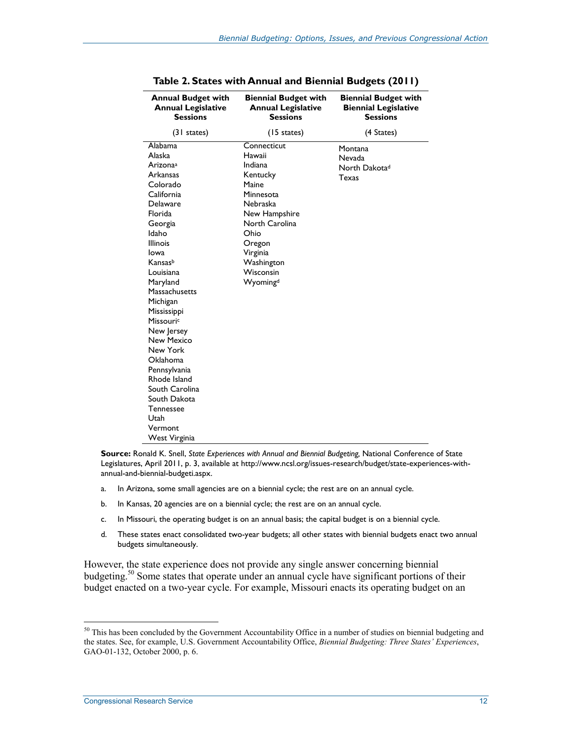**Table 2. States with Annual and Biennial Budgets (2011)**

| Annual Budget with Annual Legislative Sessions | Biennial Budget with Annual Legislative Sessions | Biennial Budget with Biennial Legislative Sessions |
|---|---|---|
| (31 states) | (15 states) | (4 States) |
| Alabama | Connecticut | Montana |
| Alaska | Hawaii | Nevada |
| Arizona[a] | Indiana | North Dakota[d] |
| Arkansas | Kentucky | Texas |
| Colorado | Maine | |
| California | Minnesota | |
| Delaware | Nebraska | |
| Florida | New Hampshire | |
| Georgia | North Carolina | |
| Idaho | Ohio | |
| Illinois | Oregon | |
| Iowa | Virginia | |
| Kansas[b] | Washington | |
| Louisiana | Wisconsin | |
| Maryland | Wyoming[d] | |
| Massachusetts | | |
| Michigan | | |
| Mississippi | | |
| Missouri[c] | | |
| New Jersey | | |
| New Mexico | | |
| New York | | |
| Oklahoma | | |
| Pennsylvania | | |
| Rhode Island | | |
| South Carolina | | |
| South Dakota | | |
| Tennessee | | |
| Utah | | |
| Vermont | | |
| West Virginia | | |

**Source:** Ronald K. Snell, *State Experiences with Annual and Biennial Budgeting,* National Conference of State Legislatures, April 2011, p. 3, available at http://www.ncsl.org/issues-research/budget/state-experiences-with-annual-and-biennial-budgeti.aspx.

a. In Arizona, some small agencies are on a biennial cycle; the rest are on an annual cycle.

b. In Kansas, 20 agencies are on a biennial cycle; the rest are on an annual cycle.

c. In Missouri, the operating budget is on an annual basis; the capital budget is on a biennial cycle.

d. These states enact consolidated two-year budgets; all other states with biennial budgets enact two annual budgets simultaneously.

However, the state experience does not provide any single answer concerning biennial budgeting.[50] Some states that operate under an annual cycle have significant portions of their budget enacted on a two-year cycle. For example, Missouri enacts its operating budget on an

[50] This has been concluded by the Government Accountability Office in a number of studies on biennial budgeting and the states. See, for example, U.S. Government Accountability Office, *Biennial Budgeting: Three States' Experiences*, GAO-01-132, October 2000, p. 6.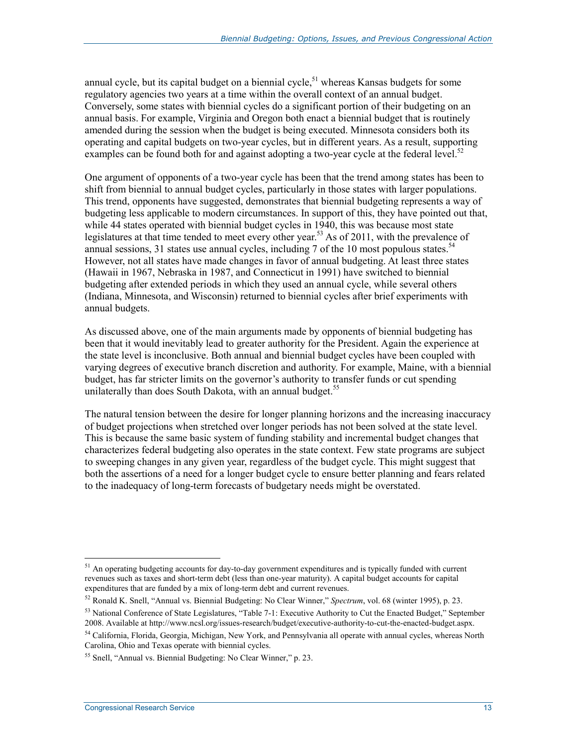annual cycle, but its capital budget on a biennial cycle,[51] whereas Kansas budgets for some regulatory agencies two years at a time within the overall context of an annual budget. Conversely, some states with biennial cycles do a significant portion of their budgeting on an annual basis. For example, Virginia and Oregon both enact a biennial budget that is routinely amended during the session when the budget is being executed. Minnesota considers both its operating and capital budgets on two-year cycles, but in different years. As a result, supporting examples can be found both for and against adopting a two-year cycle at the federal level.[52]

One argument of opponents of a two-year cycle has been that the trend among states has been to shift from biennial to annual budget cycles, particularly in those states with larger populations. This trend, opponents have suggested, demonstrates that biennial budgeting represents a way of budgeting less applicable to modern circumstances. In support of this, they have pointed out that, while 44 states operated with biennial budget cycles in 1940, this was because most state legislatures at that time tended to meet every other year.[53] As of 2011, with the prevalence of annual sessions, 31 states use annual cycles, including 7 of the 10 most populous states.[54] However, not all states have made changes in favor of annual budgeting. At least three states (Hawaii in 1967, Nebraska in 1987, and Connecticut in 1991) have switched to biennial budgeting after extended periods in which they used an annual cycle, while several others (Indiana, Minnesota, and Wisconsin) returned to biennial cycles after brief experiments with annual budgets.

As discussed above, one of the main arguments made by opponents of biennial budgeting has been that it would inevitably lead to greater authority for the President. Again the experience at the state level is inconclusive. Both annual and biennial budget cycles have been coupled with varying degrees of executive branch discretion and authority. For example, Maine, with a biennial budget, has far stricter limits on the governor's authority to transfer funds or cut spending unilaterally than does South Dakota, with an annual budget.[55]

The natural tension between the desire for longer planning horizons and the increasing inaccuracy of budget projections when stretched over longer periods has not been solved at the state level. This is because the same basic system of funding stability and incremental budget changes that characterizes federal budgeting also operates in the state context. Few state programs are subject to sweeping changes in any given year, regardless of the budget cycle. This might suggest that both the assertions of a need for a longer budget cycle to ensure better planning and fears related to the inadequacy of long-term forecasts of budgetary needs might be overstated.

---

[51] An operating budgeting accounts for day-to-day government expenditures and is typically funded with current revenues such as taxes and short-term debt (less than one-year maturity). A capital budget accounts for capital expenditures that are funded by a mix of long-term debt and current revenues.

[52] Ronald K. Snell, "Annual vs. Biennial Budgeting: No Clear Winner," *Spectrum*, vol. 68 (winter 1995), p. 23.

[53] National Conference of State Legislatures, "Table 7-1: Executive Authority to Cut the Enacted Budget," September 2008. Available at http://www.ncsl.org/issues-research/budget/executive-authority-to-cut-the-enacted-budget.aspx.

[54] California, Florida, Georgia, Michigan, New York, and Pennsylvania all operate with annual cycles, whereas North Carolina, Ohio and Texas operate with biennial cycles.

[55] Snell, "Annual vs. Biennial Budgeting: No Clear Winner," p. 23.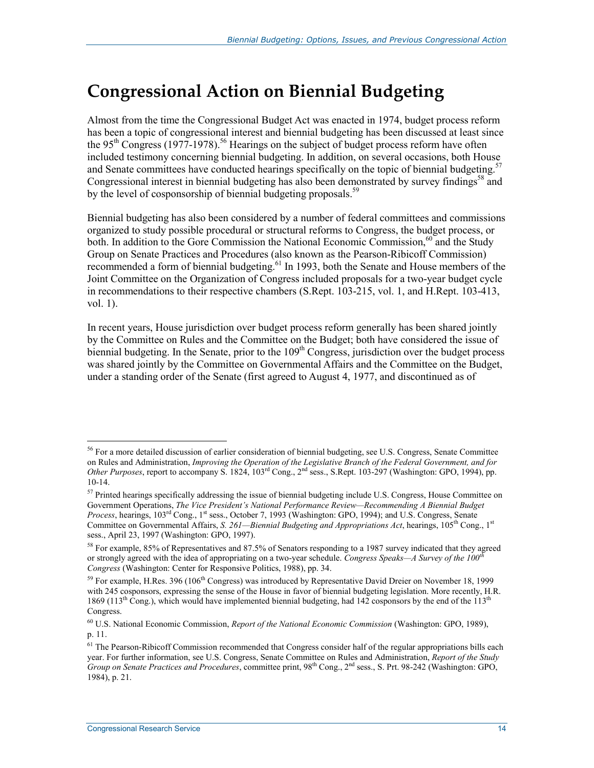# Congressional Action on Biennial Budgeting

Almost from the time the Congressional Budget Act was enacted in 1974, budget process reform has been a topic of congressional interest and biennial budgeting has been discussed at least since the 95th Congress (1977-1978).[56] Hearings on the subject of budget process reform have often included testimony concerning biennial budgeting. In addition, on several occasions, both House and Senate committees have conducted hearings specifically on the topic of biennial budgeting.[57] Congressional interest in biennial budgeting has also been demonstrated by survey findings[58] and by the level of cosponsorship of biennial budgeting proposals.[59]

Biennial budgeting has also been considered by a number of federal committees and commissions organized to study possible procedural or structural reforms to Congress, the budget process, or both. In addition to the Gore Commission the National Economic Commission,[60] and the Study Group on Senate Practices and Procedures (also known as the Pearson-Ribicoff Commission) recommended a form of biennial budgeting.[61] In 1993, both the Senate and House members of the Joint Committee on the Organization of Congress included proposals for a two-year budget cycle in recommendations to their respective chambers (S.Rept. 103-215, vol. 1, and H.Rept. 103-413, vol. 1).

In recent years, House jurisdiction over budget process reform generally has been shared jointly by the Committee on Rules and the Committee on the Budget; both have considered the issue of biennial budgeting. In the Senate, prior to the 109th Congress, jurisdiction over the budget process was shared jointly by the Committee on Governmental Affairs and the Committee on the Budget, under a standing order of the Senate (first agreed to August 4, 1977, and discontinued as of

---

[56] For a more detailed discussion of earlier consideration of biennial budgeting, see U.S. Congress, Senate Committee on Rules and Administration, *Improving the Operation of the Legislative Branch of the Federal Government, and for Other Purposes*, report to accompany S. 1824, 103rd Cong., 2nd sess., S.Rept. 103-297 (Washington: GPO, 1994), pp. 10-14.

[57] Printed hearings specifically addressing the issue of biennial budgeting include U.S. Congress, House Committee on Government Operations, *The Vice President's National Performance Review—Recommending A Biennial Budget Process*, hearings, 103rd Cong., 1st sess., October 7, 1993 (Washington: GPO, 1994); and U.S. Congress, Senate Committee on Governmental Affairs, *S. 261—Biennial Budgeting and Appropriations Act*, hearings, 105th Cong., 1st sess., April 23, 1997 (Washington: GPO, 1997).

[58] For example, 85% of Representatives and 87.5% of Senators responding to a 1987 survey indicated that they agreed or strongly agreed with the idea of appropriating on a two-year schedule. *Congress Speaks—A Survey of the 100th Congress* (Washington: Center for Responsive Politics, 1988), pp. 34.

[59] For example, H.Res. 396 (106th Congress) was introduced by Representative David Dreier on November 18, 1999 with 245 cosponsors, expressing the sense of the House in favor of biennial budgeting legislation. More recently, H.R. 1869 (113th Cong.), which would have implemented biennial budgeting, had 142 cosponsors by the end of the 113th Congress.

[60] U.S. National Economic Commission, *Report of the National Economic Commission* (Washington: GPO, 1989), p. 11.

[61] The Pearson-Ribicoff Commission recommended that Congress consider half of the regular appropriations bills each year. For further information, see U.S. Congress, Senate Committee on Rules and Administration, *Report of the Study Group on Senate Practices and Procedures*, committee print, 98th Cong., 2nd sess., S. Prt. 98-242 (Washington: GPO, 1984), p. 21.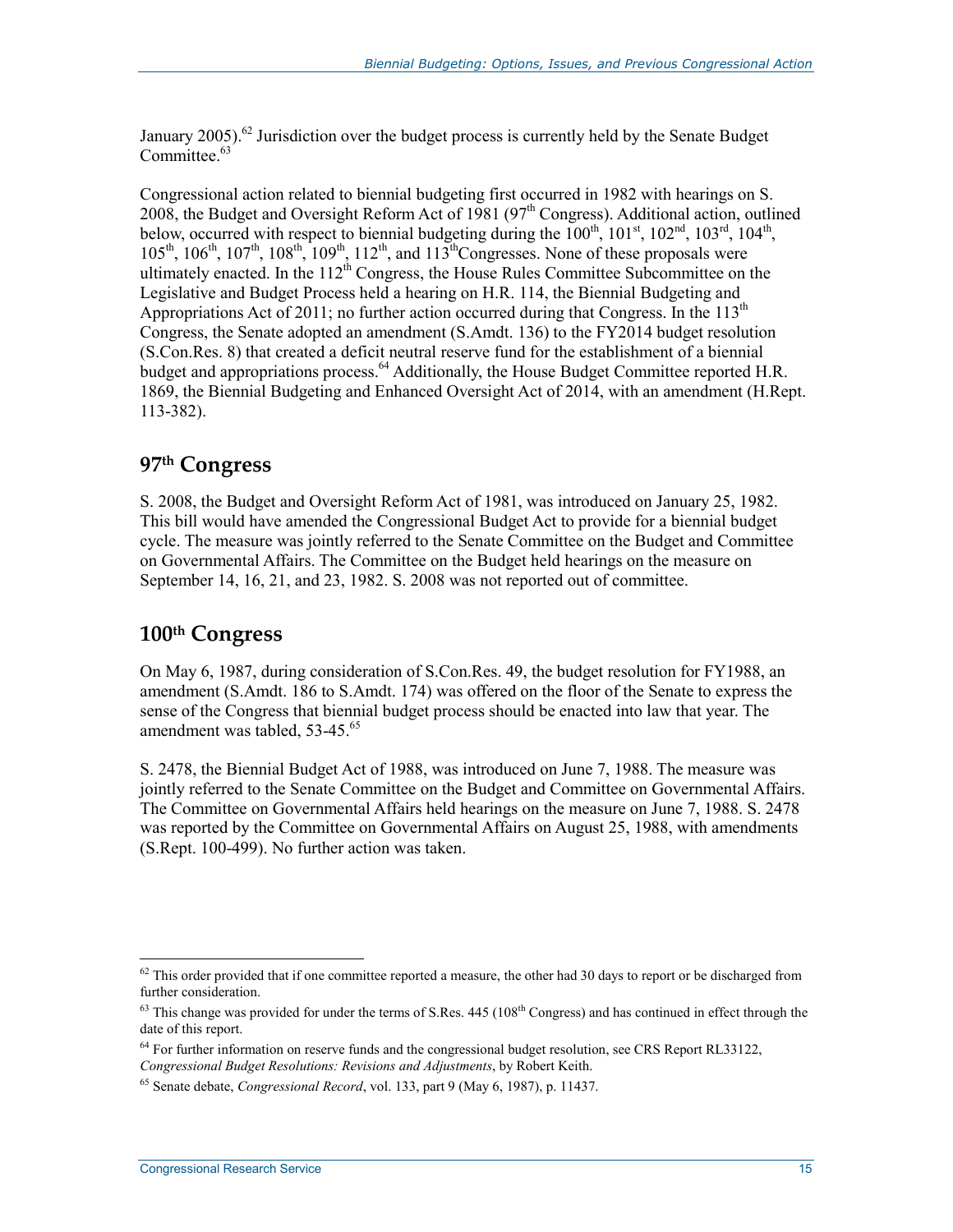January 2005).[62] Jurisdiction over the budget process is currently held by the Senate Budget Committee.[63]

Congressional action related to biennial budgeting first occurred in 1982 with hearings on S. 2008, the Budget and Oversight Reform Act of 1981 (97th Congress). Additional action, outlined below, occurred with respect to biennial budgeting during the 100th, 101st, 102nd, 103rd, 104th, 105th, 106th, 107th, 108th, 109th, 112th, and 113th Congresses. None of these proposals were ultimately enacted. In the 112th Congress, the House Rules Committee Subcommittee on the Legislative and Budget Process held a hearing on H.R. 114, the Biennial Budgeting and Appropriations Act of 2011; no further action occurred during that Congress. In the 113th Congress, the Senate adopted an amendment (S.Amdt. 136) to the FY2014 budget resolution (S.Con.Res. 8) that created a deficit neutral reserve fund for the establishment of a biennial budget and appropriations process.[64] Additionally, the House Budget Committee reported H.R. 1869, the Biennial Budgeting and Enhanced Oversight Act of 2014, with an amendment (H.Rept. 113-382).

## 97th Congress

S. 2008, the Budget and Oversight Reform Act of 1981, was introduced on January 25, 1982. This bill would have amended the Congressional Budget Act to provide for a biennial budget cycle. The measure was jointly referred to the Senate Committee on the Budget and Committee on Governmental Affairs. The Committee on the Budget held hearings on the measure on September 14, 16, 21, and 23, 1982. S. 2008 was not reported out of committee.

## 100th Congress

On May 6, 1987, during consideration of S.Con.Res. 49, the budget resolution for FY1988, an amendment (S.Amdt. 186 to S.Amdt. 174) was offered on the floor of the Senate to express the sense of the Congress that biennial budget process should be enacted into law that year. The amendment was tabled, 53-45.[65]

S. 2478, the Biennial Budget Act of 1988, was introduced on June 7, 1988. The measure was jointly referred to the Senate Committee on the Budget and Committee on Governmental Affairs. The Committee on Governmental Affairs held hearings on the measure on June 7, 1988. S. 2478 was reported by the Committee on Governmental Affairs on August 25, 1988, with amendments (S.Rept. 100-499). No further action was taken.

---

[62] This order provided that if one committee reported a measure, the other had 30 days to report or be discharged from further consideration.

[63] This change was provided for under the terms of S.Res. 445 (108th Congress) and has continued in effect through the date of this report.

[64] For further information on reserve funds and the congressional budget resolution, see CRS Report RL33122, *Congressional Budget Resolutions: Revisions and Adjustments*, by Robert Keith.

[65] Senate debate, *Congressional Record*, vol. 133, part 9 (May 6, 1987), p. 11437.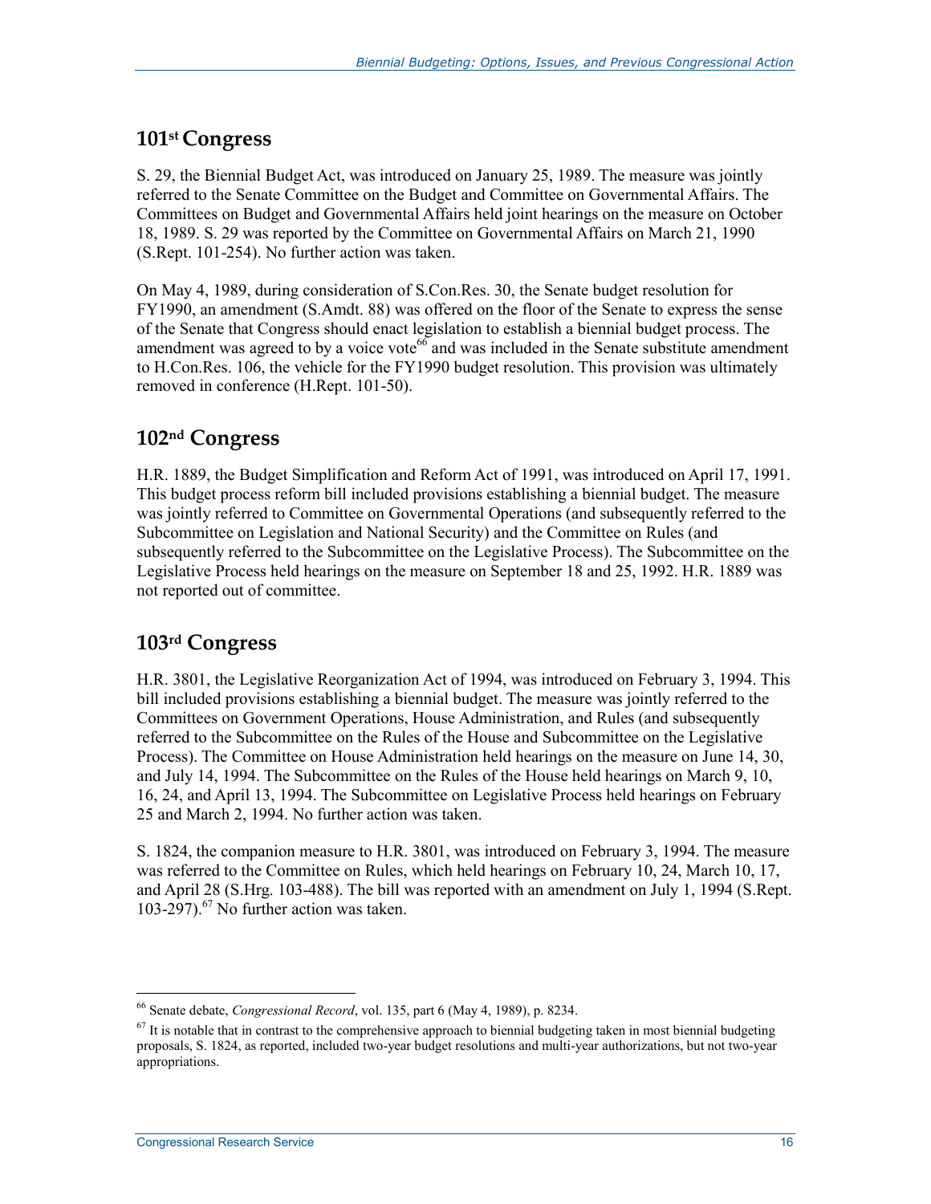## 101st Congress

S. 29, the Biennial Budget Act, was introduced on January 25, 1989. The measure was jointly referred to the Senate Committee on the Budget and Committee on Governmental Affairs. The Committees on Budget and Governmental Affairs held joint hearings on the measure on October 18, 1989. S. 29 was reported by the Committee on Governmental Affairs on March 21, 1990 (S.Rept. 101-254). No further action was taken.

On May 4, 1989, during consideration of S.Con.Res. 30, the Senate budget resolution for FY1990, an amendment (S.Amdt. 88) was offered on the floor of the Senate to express the sense of the Senate that Congress should enact legislation to establish a biennial budget process. The amendment was agreed to by a voice vote[66] and was included in the Senate substitute amendment to H.Con.Res. 106, the vehicle for the FY1990 budget resolution. This provision was ultimately removed in conference (H.Rept. 101-50).

## 102nd Congress

H.R. 1889, the Budget Simplification and Reform Act of 1991, was introduced on April 17, 1991. This budget process reform bill included provisions establishing a biennial budget. The measure was jointly referred to Committee on Governmental Operations (and subsequently referred to the Subcommittee on Legislation and National Security) and the Committee on Rules (and subsequently referred to the Subcommittee on the Legislative Process). The Subcommittee on the Legislative Process held hearings on the measure on September 18 and 25, 1992. H.R. 1889 was not reported out of committee.

## 103rd Congress

H.R. 3801, the Legislative Reorganization Act of 1994, was introduced on February 3, 1994. This bill included provisions establishing a biennial budget. The measure was jointly referred to the Committees on Government Operations, House Administration, and Rules (and subsequently referred to the Subcommittee on the Rules of the House and Subcommittee on the Legislative Process). The Committee on House Administration held hearings on the measure on June 14, 30, and July 14, 1994. The Subcommittee on the Rules of the House held hearings on March 9, 10, 16, 24, and April 13, 1994. The Subcommittee on Legislative Process held hearings on February 25 and March 2, 1994. No further action was taken.

S. 1824, the companion measure to H.R. 3801, was introduced on February 3, 1994. The measure was referred to the Committee on Rules, which held hearings on February 10, 24, March 10, 17, and April 28 (S.Hrg. 103-488). The bill was reported with an amendment on July 1, 1994 (S.Rept. 103-297).[67] No further action was taken.

---

[66] Senate debate, *Congressional Record*, vol. 135, part 6 (May 4, 1989), p. 8234.

[67] It is notable that in contrast to the comprehensive approach to biennial budgeting taken in most biennial budgeting proposals, S. 1824, as reported, included two-year budget resolutions and multi-year authorizations, but not two-year appropriations.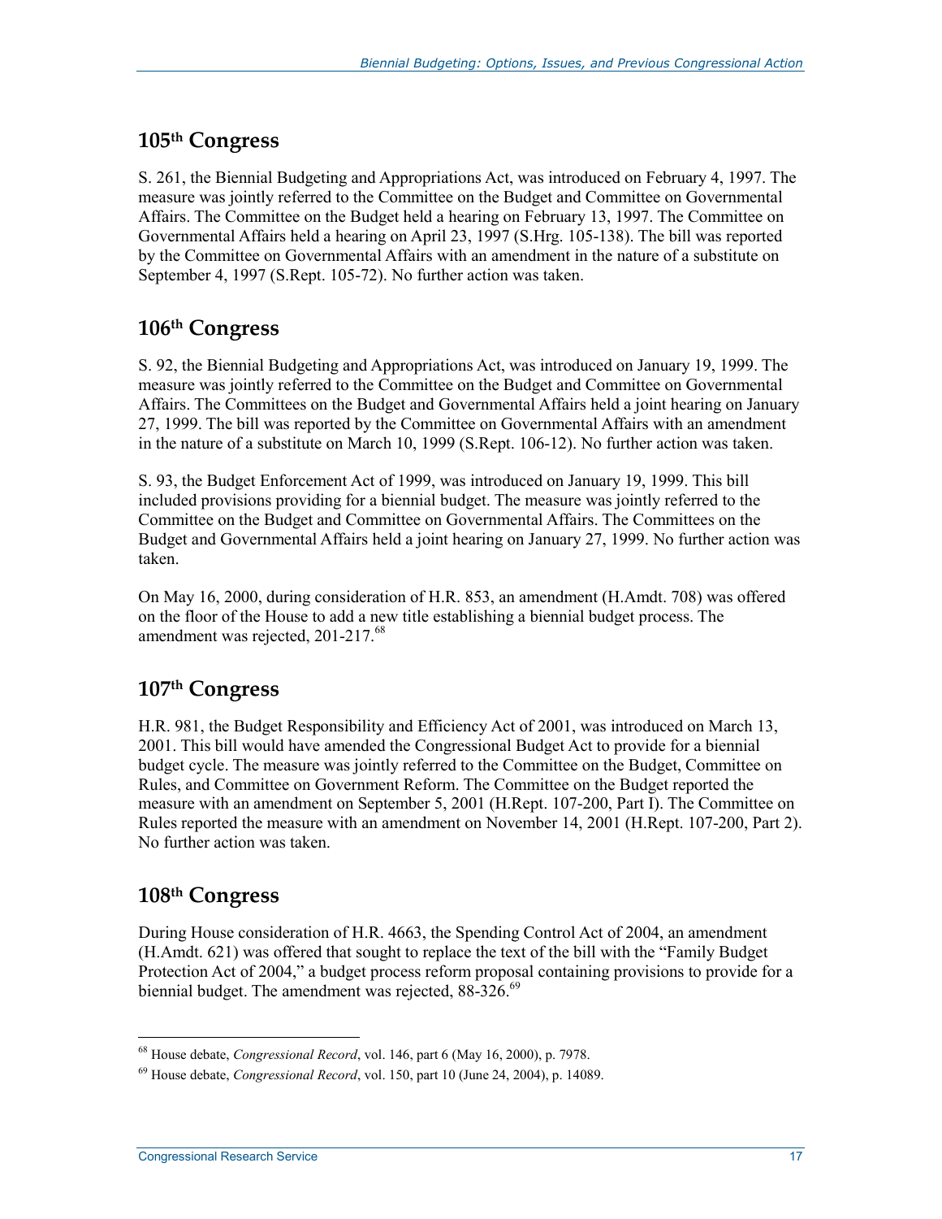## 105th Congress

S. 261, the Biennial Budgeting and Appropriations Act, was introduced on February 4, 1997. The measure was jointly referred to the Committee on the Budget and Committee on Governmental Affairs. The Committee on the Budget held a hearing on February 13, 1997. The Committee on Governmental Affairs held a hearing on April 23, 1997 (S.Hrg. 105-138). The bill was reported by the Committee on Governmental Affairs with an amendment in the nature of a substitute on September 4, 1997 (S.Rept. 105-72). No further action was taken.

## 106th Congress

S. 92, the Biennial Budgeting and Appropriations Act, was introduced on January 19, 1999. The measure was jointly referred to the Committee on the Budget and Committee on Governmental Affairs. The Committees on the Budget and Governmental Affairs held a joint hearing on January 27, 1999. The bill was reported by the Committee on Governmental Affairs with an amendment in the nature of a substitute on March 10, 1999 (S.Rept. 106-12). No further action was taken.

S. 93, the Budget Enforcement Act of 1999, was introduced on January 19, 1999. This bill included provisions providing for a biennial budget. The measure was jointly referred to the Committee on the Budget and Committee on Governmental Affairs. The Committees on the Budget and Governmental Affairs held a joint hearing on January 27, 1999. No further action was taken.

On May 16, 2000, during consideration of H.R. 853, an amendment (H.Amdt. 708) was offered on the floor of the House to add a new title establishing a biennial budget process. The amendment was rejected, 201-217.[68]

## 107th Congress

H.R. 981, the Budget Responsibility and Efficiency Act of 2001, was introduced on March 13, 2001. This bill would have amended the Congressional Budget Act to provide for a biennial budget cycle. The measure was jointly referred to the Committee on the Budget, Committee on Rules, and Committee on Government Reform. The Committee on the Budget reported the measure with an amendment on September 5, 2001 (H.Rept. 107-200, Part I). The Committee on Rules reported the measure with an amendment on November 14, 2001 (H.Rept. 107-200, Part 2). No further action was taken.

## 108th Congress

During House consideration of H.R. 4663, the Spending Control Act of 2004, an amendment (H.Amdt. 621) was offered that sought to replace the text of the bill with the "Family Budget Protection Act of 2004," a budget process reform proposal containing provisions to provide for a biennial budget. The amendment was rejected, 88-326.[69]

---

[68] House debate, *Congressional Record*, vol. 146, part 6 (May 16, 2000), p. 7978.

[69] House debate, *Congressional Record*, vol. 150, part 10 (June 24, 2004), p. 14089.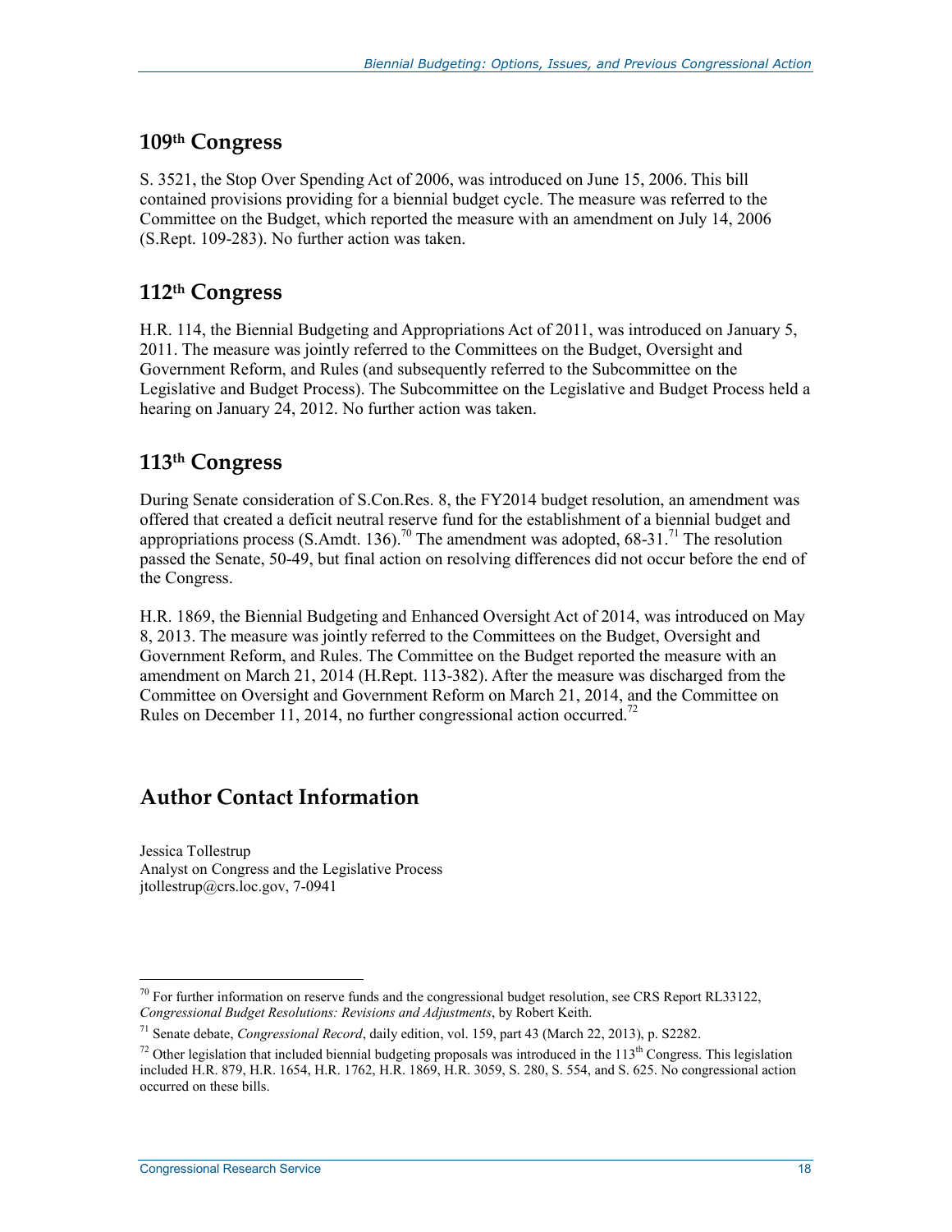## 109th Congress

S. 3521, the Stop Over Spending Act of 2006, was introduced on June 15, 2006. This bill contained provisions providing for a biennial budget cycle. The measure was referred to the Committee on the Budget, which reported the measure with an amendment on July 14, 2006 (S.Rept. 109-283). No further action was taken.

## 112th Congress

H.R. 114, the Biennial Budgeting and Appropriations Act of 2011, was introduced on January 5, 2011. The measure was jointly referred to the Committees on the Budget, Oversight and Government Reform, and Rules (and subsequently referred to the Subcommittee on the Legislative and Budget Process). The Subcommittee on the Legislative and Budget Process held a hearing on January 24, 2012. No further action was taken.

## 113th Congress

During Senate consideration of S.Con.Res. 8, the FY2014 budget resolution, an amendment was offered that created a deficit neutral reserve fund for the establishment of a biennial budget and appropriations process (S.Amdt. 136).[70] The amendment was adopted, 68-31.[71] The resolution passed the Senate, 50-49, but final action on resolving differences did not occur before the end of the Congress.

H.R. 1869, the Biennial Budgeting and Enhanced Oversight Act of 2014, was introduced on May 8, 2013. The measure was jointly referred to the Committees on the Budget, Oversight and Government Reform, and Rules. The Committee on the Budget reported the measure with an amendment on March 21, 2014 (H.Rept. 113-382). After the measure was discharged from the Committee on Oversight and Government Reform on March 21, 2014, and the Committee on Rules on December 11, 2014, no further congressional action occurred.[72]

# Author Contact Information

Jessica Tollestrup
Analyst on Congress and the Legislative Process
jtollestrup@crs.loc.gov, 7-0941

---

[70] For further information on reserve funds and the congressional budget resolution, see CRS Report RL33122, *Congressional Budget Resolutions: Revisions and Adjustments*, by Robert Keith.

[71] Senate debate, *Congressional Record*, daily edition, vol. 159, part 43 (March 22, 2013), p. S2282.

[72] Other legislation that included biennial budgeting proposals was introduced in the 113th Congress. This legislation included H.R. 879, H.R. 1654, H.R. 1762, H.R. 1869, H.R. 3059, S. 280, S. 554, and S. 625. No congressional action occurred on these bills.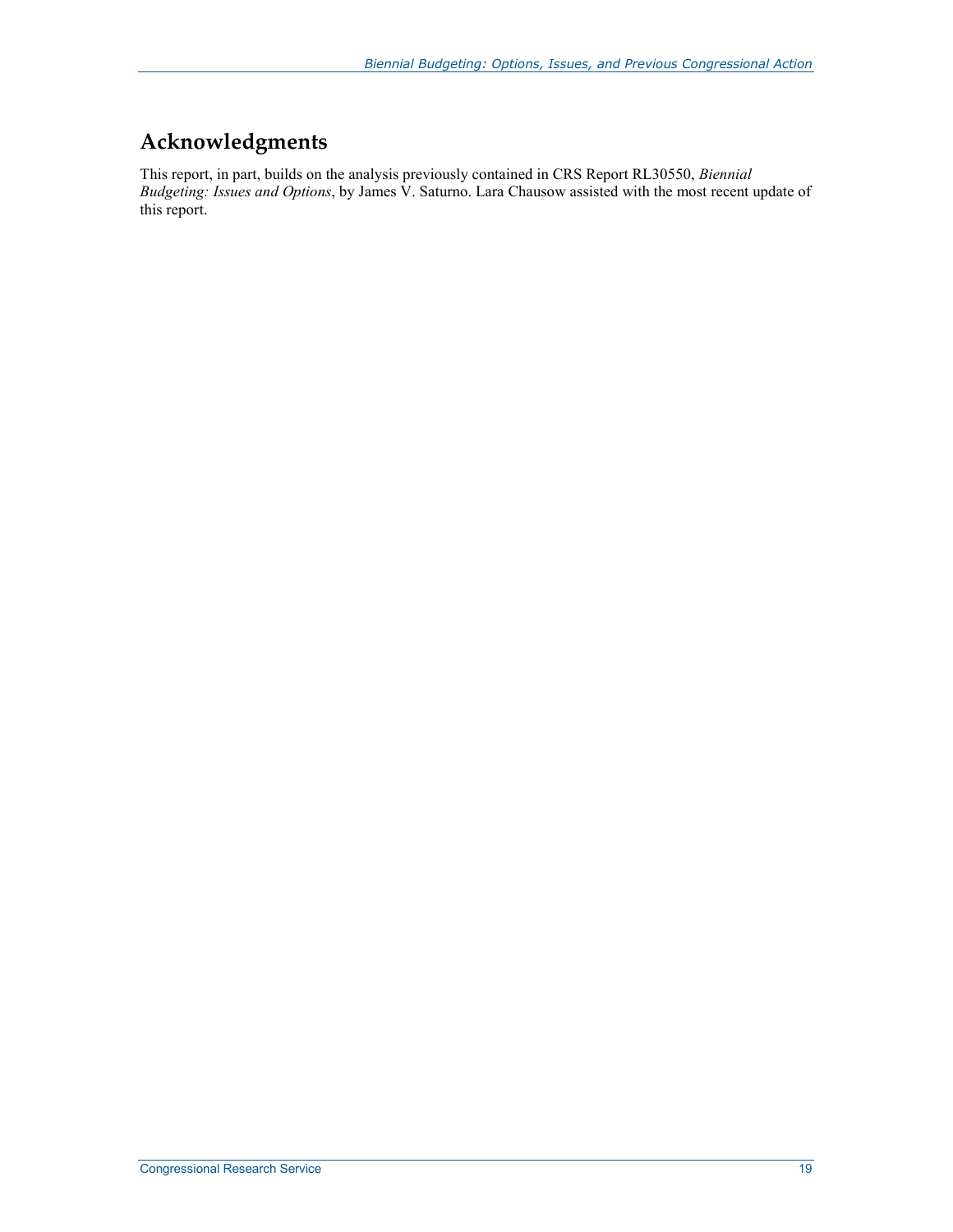## Acknowledgments

This report, in part, builds on the analysis previously contained in CRS Report RL30550, *Biennial Budgeting: Issues and Options*, by James V. Saturno. Lara Chausow assisted with the most recent update of this report.